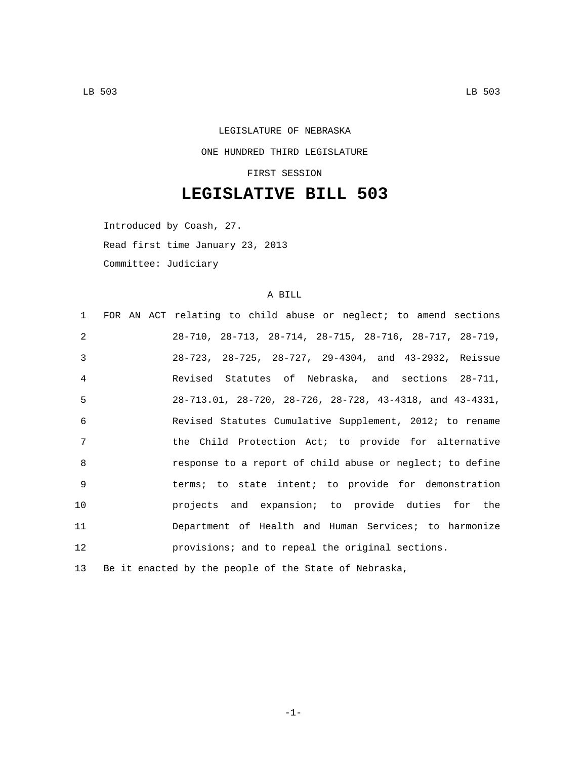LEGISLATURE OF NEBRASKA

ONE HUNDRED THIRD LEGISLATURE

FIRST SESSION

# LEGISLATIVE BILL 503

Introduced by Coash, 27.

Read first time January 23, 2013

Committee: Judiciary

A BILL

FOR AN ACT relating to child abuse or neglect; to amend sections 28-710, 28-713, 28-714, 28-715, 28-716, 28-717, 28-719, 28-723, 28-725, 28-727, 29-4304, and 43-2932, Reissue Revised Statutes of Nebraska, and sections 28-711, 28-713.01, 28-720, 28-726, 28-728, 43-4318, and 43-4331, Revised Statutes Cumulative Supplement, 2012; to rename the Child Protection Act; to provide for alternative response to a report of child abuse or neglect; to define terms; to state intent; to provide for demonstration projects and expansion; to provide duties for the Department of Health and Human Services; to harmonize provisions; and to repeal the original sections.

Be it enacted by the people of the State of Nebraska,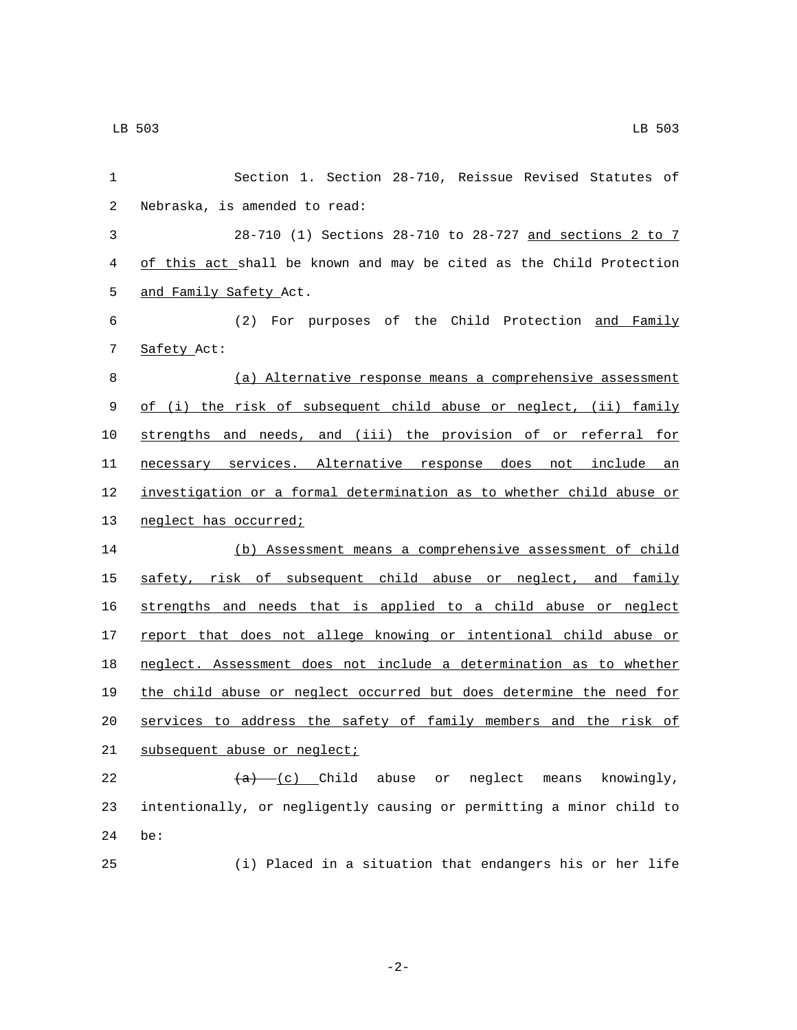Section 1. Section 28-710, Reissue Revised Statutes of Nebraska, is amended to read:

28-710 (1) Sections 28-710 to 28-727 <u>and sections 2 to 7 of this act</u> shall be known and may be cited as the Child Protection <u>and Family Safety</u> Act.

(2) For purposes of the Child Protection <u>and Family Safety</u> Act:

<u>(a) Alternative response means a comprehensive assessment of (i) the risk of subsequent child abuse or neglect, (ii) family strengths and needs, and (iii) the provision of or referral for necessary services. Alternative response does not include an investigation or a formal determination as to whether child abuse or neglect has occurred;</u>

<u>(b) Assessment means a comprehensive assessment of child safety, risk of subsequent child abuse or neglect, and family strengths and needs that is applied to a child abuse or neglect report that does not allege knowing or intentional child abuse or neglect. Assessment does not include a determination as to whether the child abuse or neglect occurred but does determine the need for services to address the safety of family members and the risk of subsequent abuse or neglect;</u>

~~(a)~~ <u>(c)</u> Child abuse or neglect means knowingly, intentionally, or negligently causing or permitting a minor child to be:

(i) Placed in a situation that endangers his or her life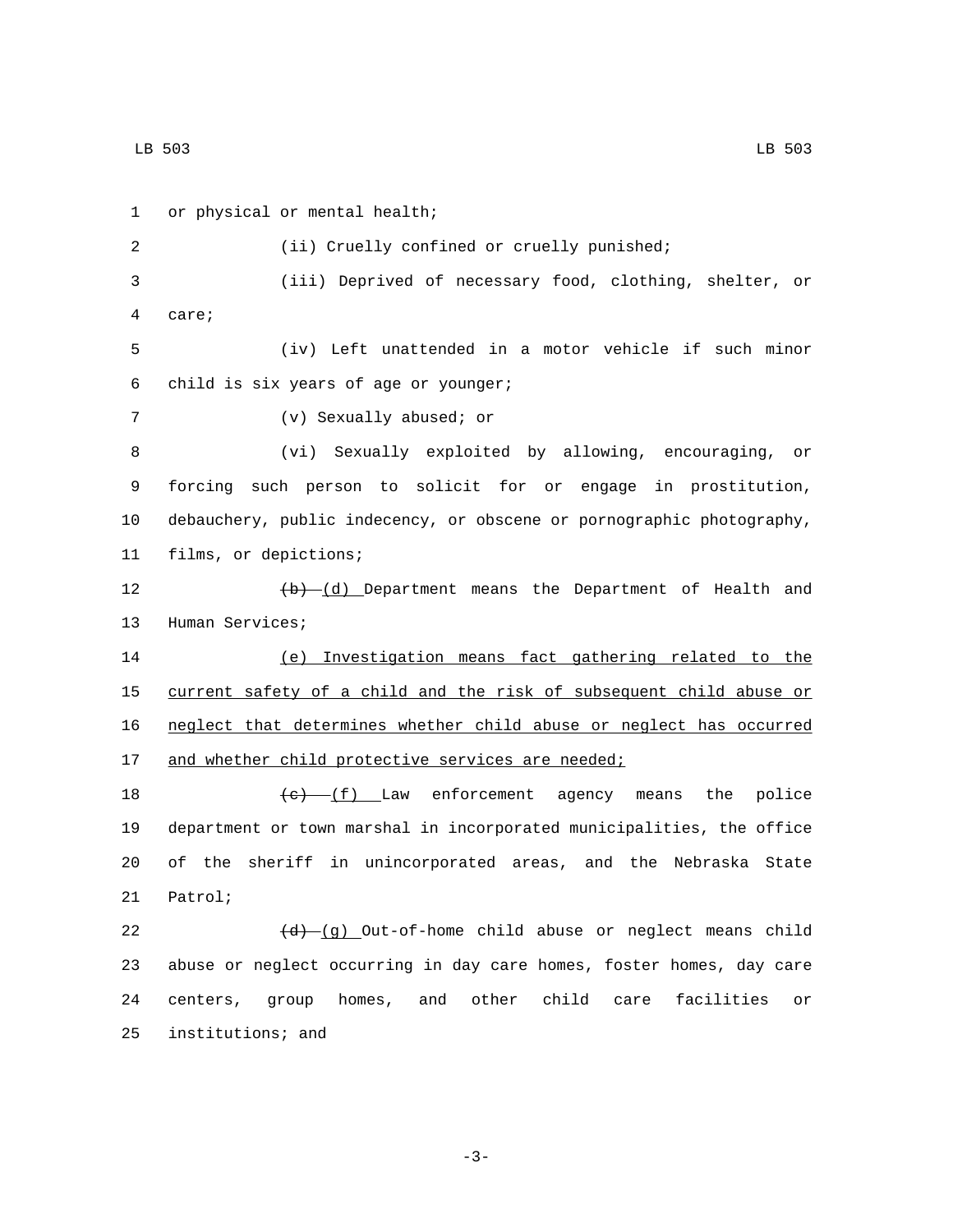or physical or mental health;

(ii) Cruelly confined or cruelly punished;

(iii) Deprived of necessary food, clothing, shelter, or care;

(iv) Left unattended in a motor vehicle if such minor child is six years of age or younger;

(v) Sexually abused; or

(vi) Sexually exploited by allowing, encouraging, or forcing such person to solicit for or engage in prostitution, debauchery, public indecency, or obscene or pornographic photography, films, or depictions;

~~(b)~~ (d) Department means the Department of Health and Human Services;

(e) Investigation means fact gathering related to the current safety of a child and the risk of subsequent child abuse or neglect that determines whether child abuse or neglect has occurred and whether child protective services are needed;

~~(c)~~ (f) Law enforcement agency means the police department or town marshal in incorporated municipalities, the office of the sheriff in unincorporated areas, and the Nebraska State Patrol;

~~(d)~~ (g) Out-of-home child abuse or neglect means child abuse or neglect occurring in day care homes, foster homes, day care centers, group homes, and other child care facilities or institutions; and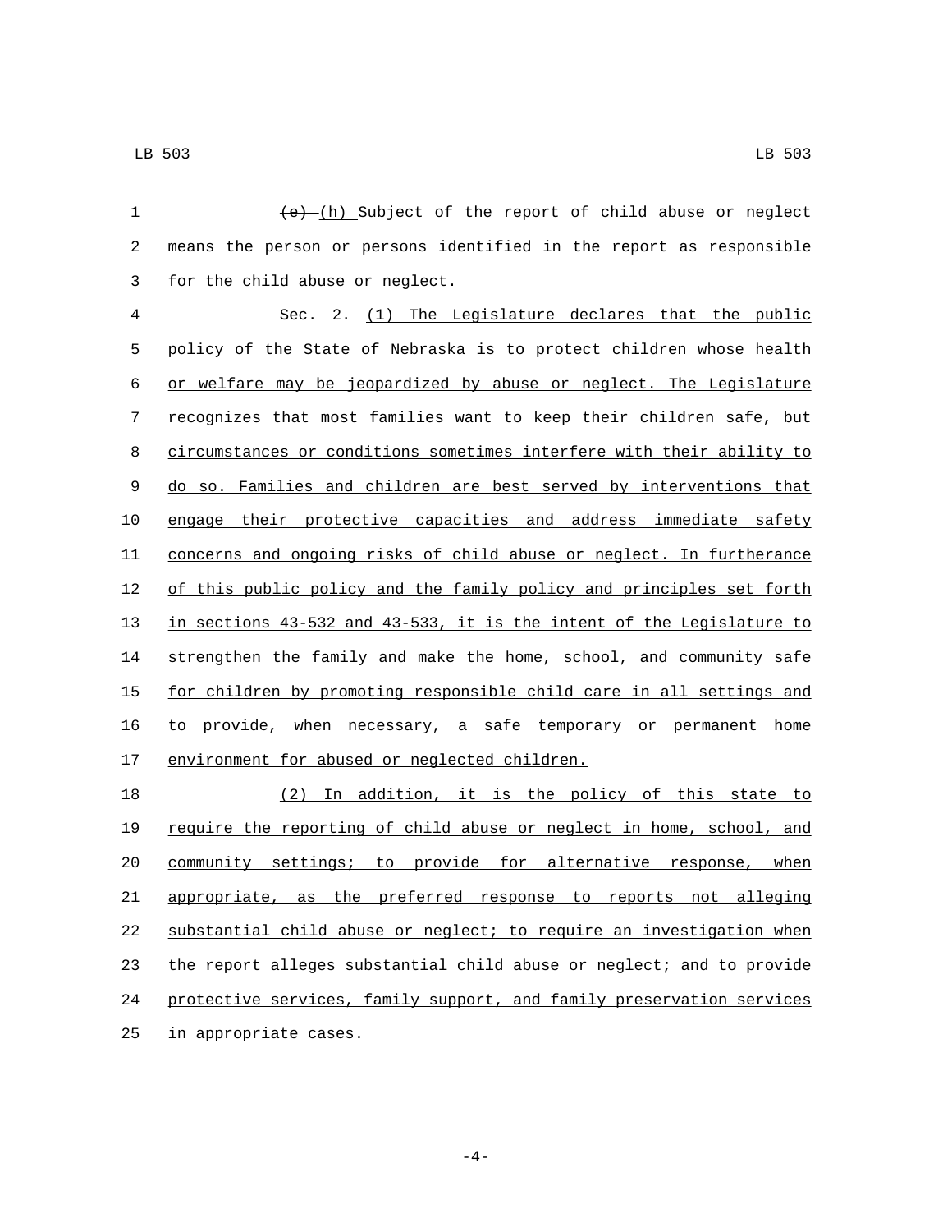~~(e)~~ (h) Subject of the report of child abuse or neglect means the person or persons identified in the report as responsible for the child abuse or neglect.

Sec. 2. (1) The Legislature declares that the public policy of the State of Nebraska is to protect children whose health or welfare may be jeopardized by abuse or neglect. The Legislature recognizes that most families want to keep their children safe, but circumstances or conditions sometimes interfere with their ability to do so. Families and children are best served by interventions that engage their protective capacities and address immediate safety concerns and ongoing risks of child abuse or neglect. In furtherance of this public policy and the family policy and principles set forth in sections 43-532 and 43-533, it is the intent of the Legislature to strengthen the family and make the home, school, and community safe for children by promoting responsible child care in all settings and to provide, when necessary, a safe temporary or permanent home environment for abused or neglected children.

(2) In addition, it is the policy of this state to require the reporting of child abuse or neglect in home, school, and community settings; to provide for alternative response, when appropriate, as the preferred response to reports not alleging substantial child abuse or neglect; to require an investigation when the report alleges substantial child abuse or neglect; and to provide protective services, family support, and family preservation services in appropriate cases.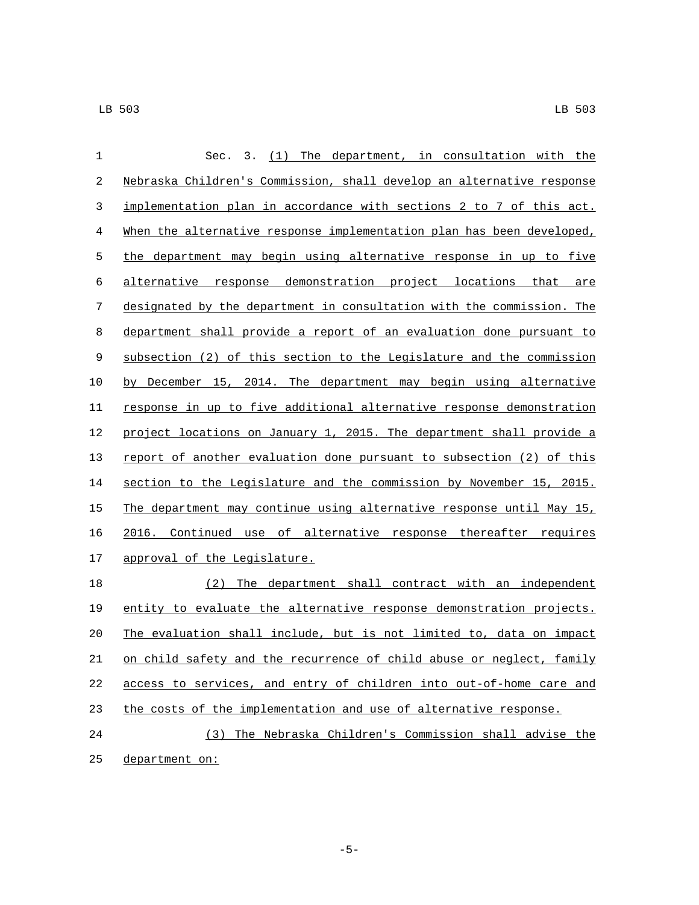Sec. 3. (1) The department, in consultation with the Nebraska Children's Commission, shall develop an alternative response implementation plan in accordance with sections 2 to 7 of this act. When the alternative response implementation plan has been developed, the department may begin using alternative response in up to five alternative response demonstration project locations that are designated by the department in consultation with the commission. The department shall provide a report of an evaluation done pursuant to subsection (2) of this section to the Legislature and the commission by December 15, 2014. The department may begin using alternative response in up to five additional alternative response demonstration project locations on January 1, 2015. The department shall provide a report of another evaluation done pursuant to subsection (2) of this section to the Legislature and the commission by November 15, 2015. The department may continue using alternative response until May 15, 2016. Continued use of alternative response thereafter requires approval of the Legislature.

(2) The department shall contract with an independent entity to evaluate the alternative response demonstration projects. The evaluation shall include, but is not limited to, data on impact on child safety and the recurrence of child abuse or neglect, family access to services, and entry of children into out-of-home care and the costs of the implementation and use of alternative response.

(3) The Nebraska Children's Commission shall advise the department on: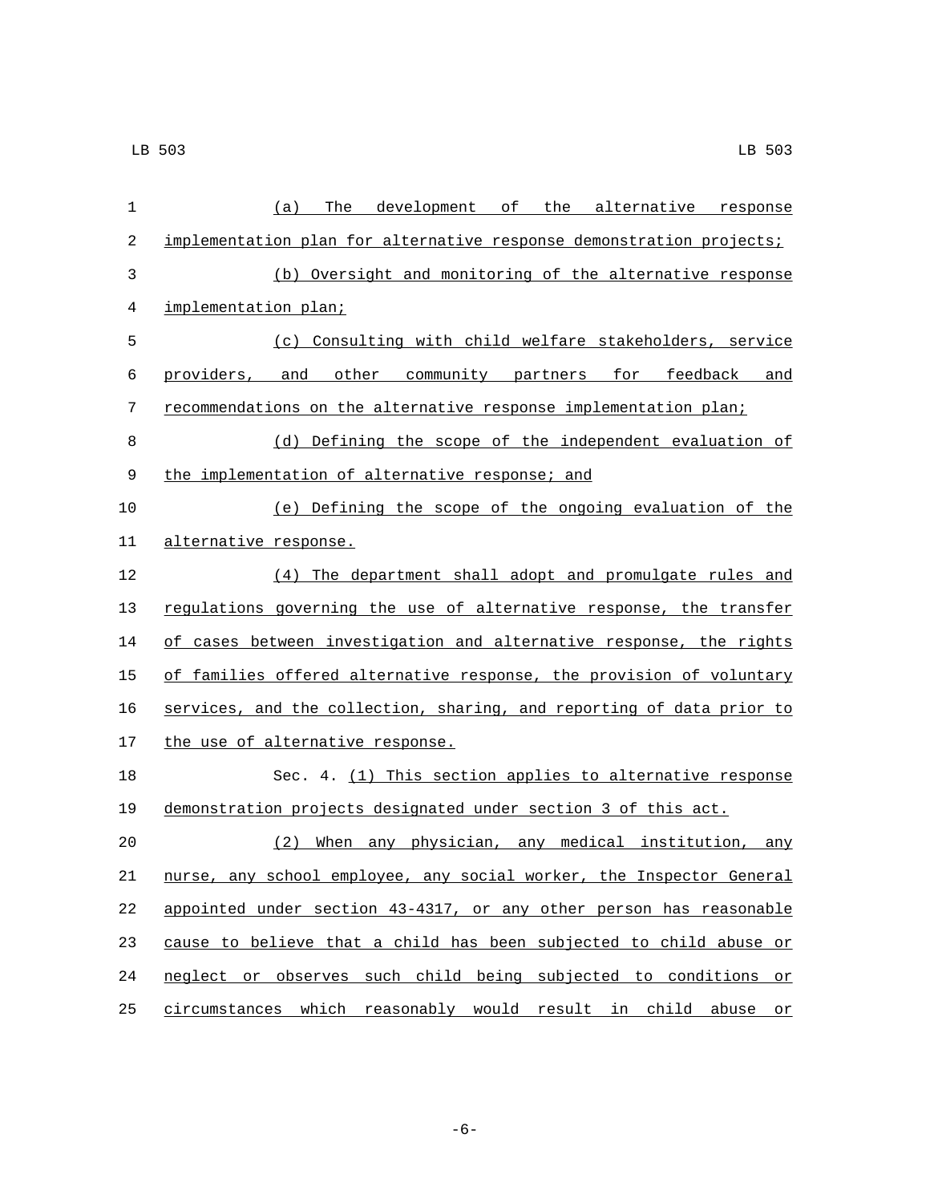(a) The development of the alternative response implementation plan for alternative response demonstration projects;

(b) Oversight and monitoring of the alternative response implementation plan;

(c) Consulting with child welfare stakeholders, service providers, and other community partners for feedback and recommendations on the alternative response implementation plan;

(d) Defining the scope of the independent evaluation of the implementation of alternative response; and

(e) Defining the scope of the ongoing evaluation of the alternative response.

(4) The department shall adopt and promulgate rules and regulations governing the use of alternative response, the transfer of cases between investigation and alternative response, the rights of families offered alternative response, the provision of voluntary services, and the collection, sharing, and reporting of data prior to the use of alternative response.

Sec. 4. (1) This section applies to alternative response demonstration projects designated under section 3 of this act.

(2) When any physician, any medical institution, any nurse, any school employee, any social worker, the Inspector General appointed under section 43-4317, or any other person has reasonable cause to believe that a child has been subjected to child abuse or neglect or observes such child being subjected to conditions or circumstances which reasonably would result in child abuse or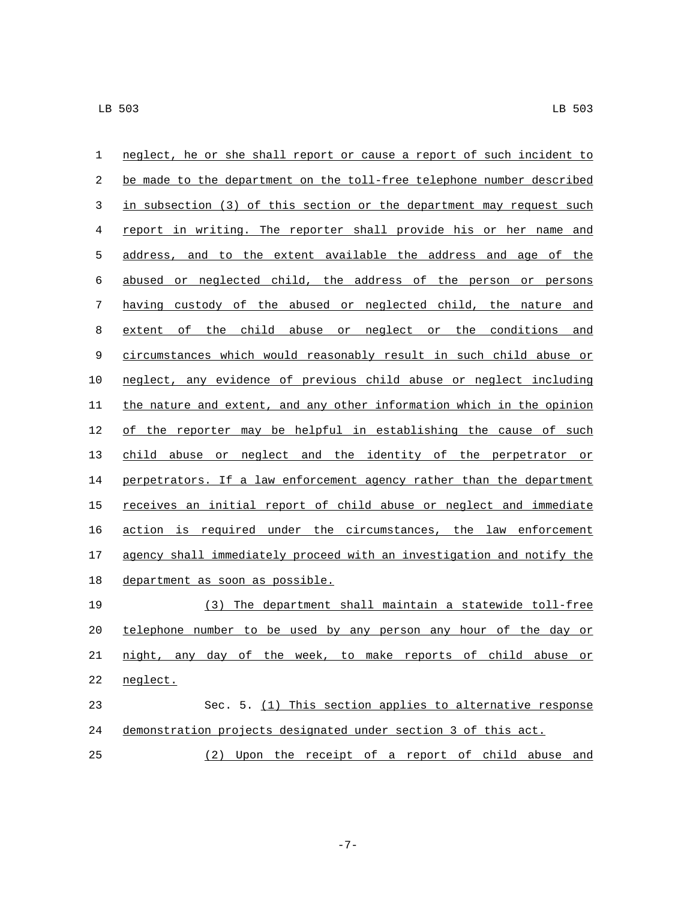neglect, he or she shall report or cause a report of such incident to be made to the department on the toll-free telephone number described in subsection (3) of this section or the department may request such report in writing. The reporter shall provide his or her name and address, and to the extent available the address and age of the abused or neglected child, the address of the person or persons having custody of the abused or neglected child, the nature and extent of the child abuse or neglect or the conditions and circumstances which would reasonably result in such child abuse or neglect, any evidence of previous child abuse or neglect including the nature and extent, and any other information which in the opinion of the reporter may be helpful in establishing the cause of such child abuse or neglect and the identity of the perpetrator or perpetrators. If a law enforcement agency rather than the department receives an initial report of child abuse or neglect and immediate action is required under the circumstances, the law enforcement agency shall immediately proceed with an investigation and notify the department as soon as possible.

(3) The department shall maintain a statewide toll-free telephone number to be used by any person any hour of the day or night, any day of the week, to make reports of child abuse or neglect.

Sec. 5. (1) This section applies to alternative response demonstration projects designated under section 3 of this act.

(2) Upon the receipt of a report of child abuse and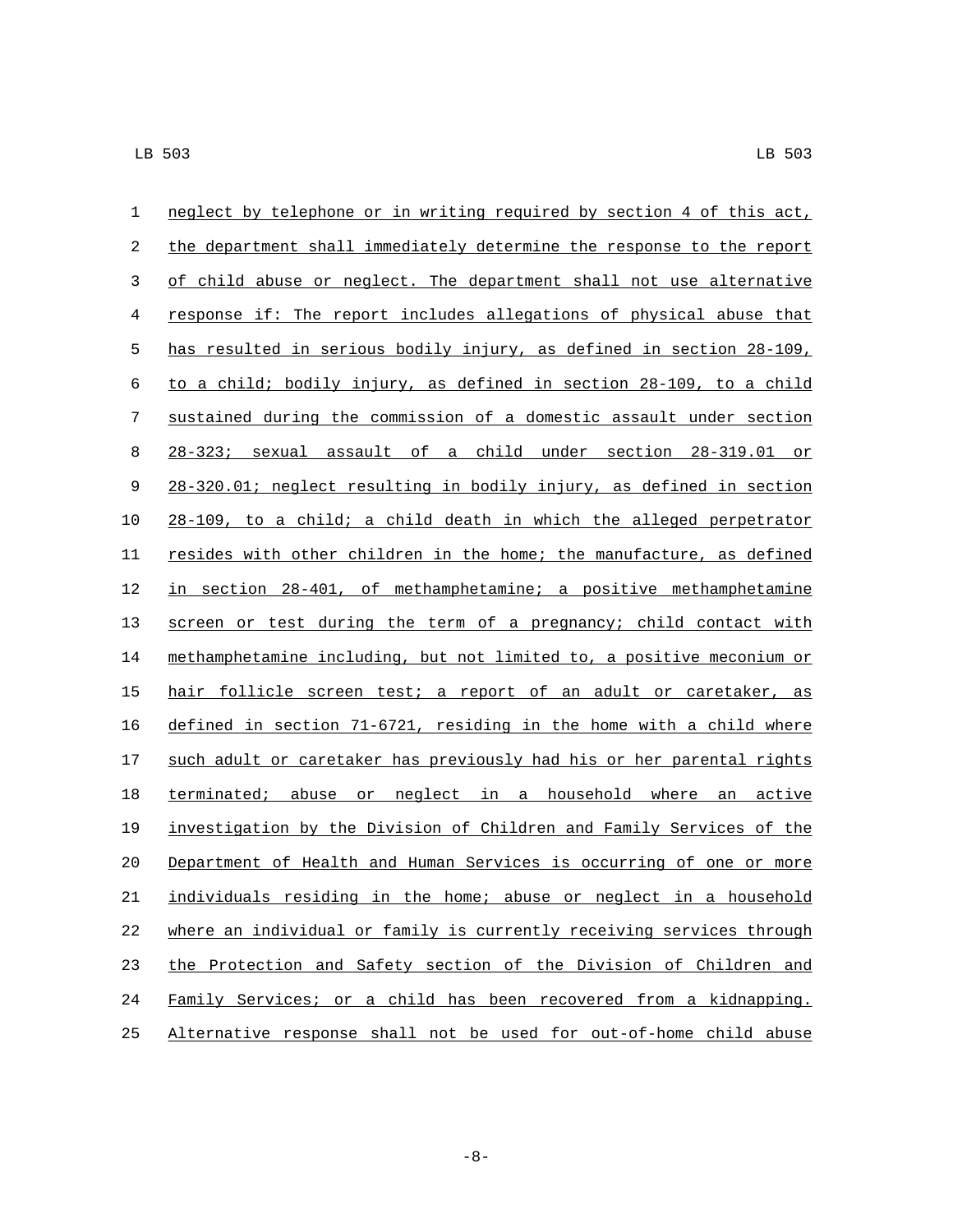neglect by telephone or in writing required by section 4 of this act, the department shall immediately determine the response to the report of child abuse or neglect. The department shall not use alternative response if: The report includes allegations of physical abuse that has resulted in serious bodily injury, as defined in section 28-109, to a child; bodily injury, as defined in section 28-109, to a child sustained during the commission of a domestic assault under section 28-323; sexual assault of a child under section 28-319.01 or 28-320.01; neglect resulting in bodily injury, as defined in section 28-109, to a child; a child death in which the alleged perpetrator resides with other children in the home; the manufacture, as defined in section 28-401, of methamphetamine; a positive methamphetamine screen or test during the term of a pregnancy; child contact with methamphetamine including, but not limited to, a positive meconium or hair follicle screen test; a report of an adult or caretaker, as defined in section 71-6721, residing in the home with a child where such adult or caretaker has previously had his or her parental rights terminated; abuse or neglect in a household where an active investigation by the Division of Children and Family Services of the Department of Health and Human Services is occurring of one or more individuals residing in the home; abuse or neglect in a household where an individual or family is currently receiving services through the Protection and Safety section of the Division of Children and Family Services; or a child has been recovered from a kidnapping. Alternative response shall not be used for out-of-home child abuse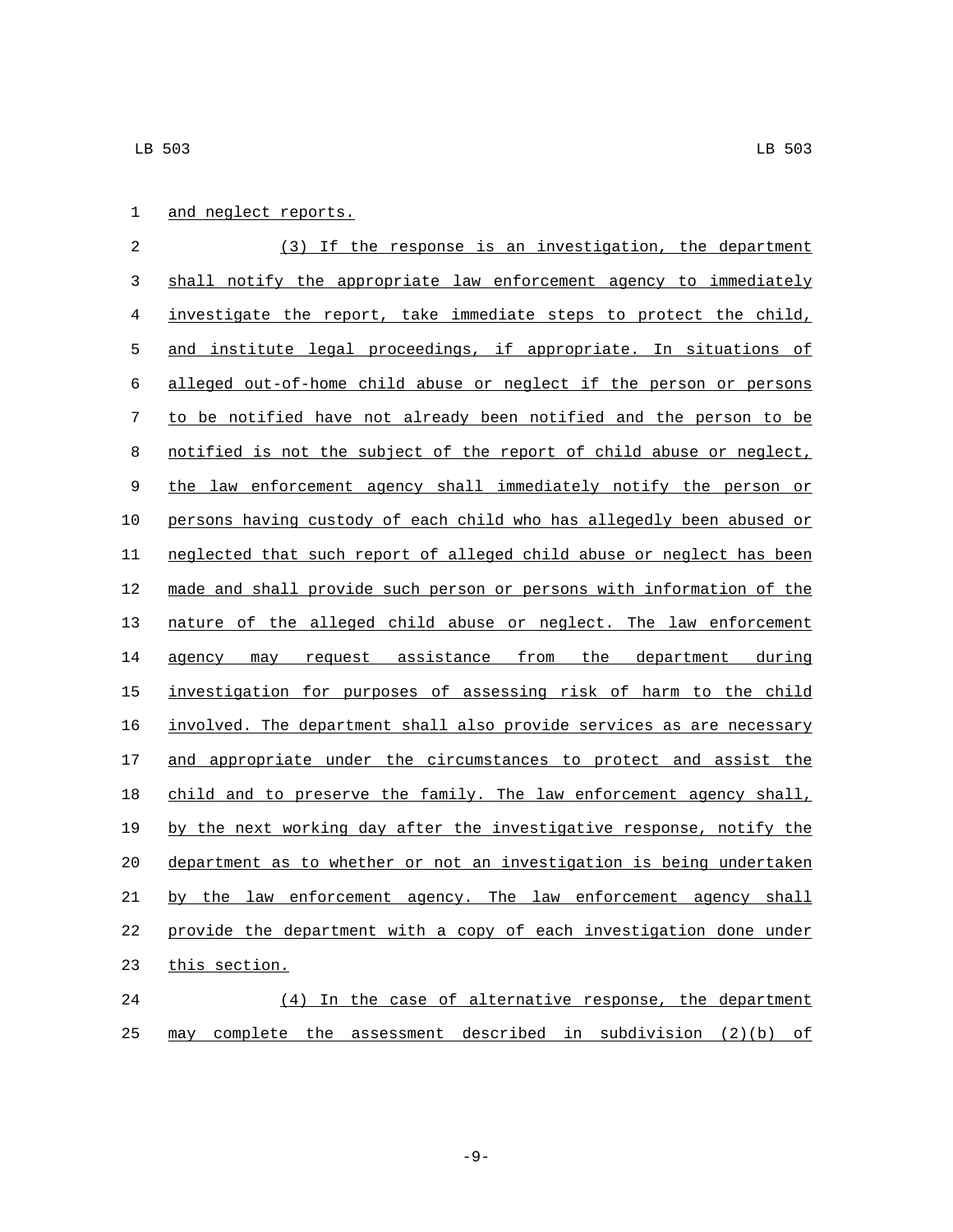and neglect reports.

(3) If the response is an investigation, the department shall notify the appropriate law enforcement agency to immediately investigate the report, take immediate steps to protect the child, and institute legal proceedings, if appropriate. In situations of alleged out-of-home child abuse or neglect if the person or persons to be notified have not already been notified and the person to be notified is not the subject of the report of child abuse or neglect, the law enforcement agency shall immediately notify the person or persons having custody of each child who has allegedly been abused or neglected that such report of alleged child abuse or neglect has been made and shall provide such person or persons with information of the nature of the alleged child abuse or neglect. The law enforcement agency may request assistance from the department during investigation for purposes of assessing risk of harm to the child involved. The department shall also provide services as are necessary and appropriate under the circumstances to protect and assist the child and to preserve the family. The law enforcement agency shall, by the next working day after the investigative response, notify the department as to whether or not an investigation is being undertaken by the law enforcement agency. The law enforcement agency shall provide the department with a copy of each investigation done under this section.

(4) In the case of alternative response, the department may complete the assessment described in subdivision (2)(b) of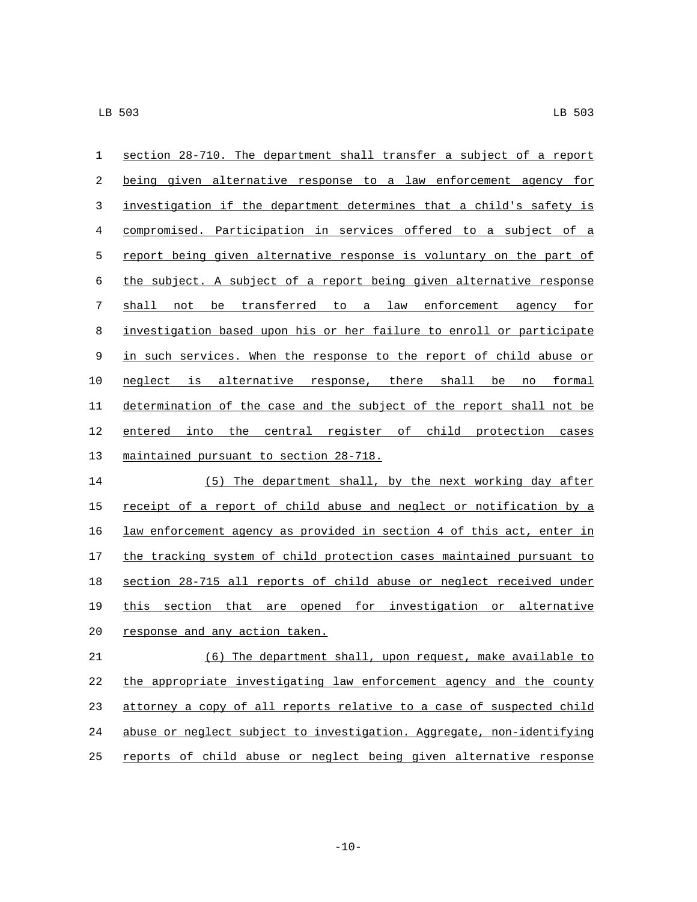section 28-710. The department shall transfer a subject of a report being given alternative response to a law enforcement agency for investigation if the department determines that a child's safety is compromised. Participation in services offered to a subject of a report being given alternative response is voluntary on the part of the subject. A subject of a report being given alternative response shall not be transferred to a law enforcement agency for investigation based upon his or her failure to enroll or participate in such services. When the response to the report of child abuse or neglect is alternative response, there shall be no formal determination of the case and the subject of the report shall not be entered into the central register of child protection cases maintained pursuant to section 28-718.

(5) The department shall, by the next working day after receipt of a report of child abuse and neglect or notification by a law enforcement agency as provided in section 4 of this act, enter in the tracking system of child protection cases maintained pursuant to section 28-715 all reports of child abuse or neglect received under this section that are opened for investigation or alternative response and any action taken.

(6) The department shall, upon request, make available to the appropriate investigating law enforcement agency and the county attorney a copy of all reports relative to a case of suspected child abuse or neglect subject to investigation. Aggregate, non-identifying reports of child abuse or neglect being given alternative response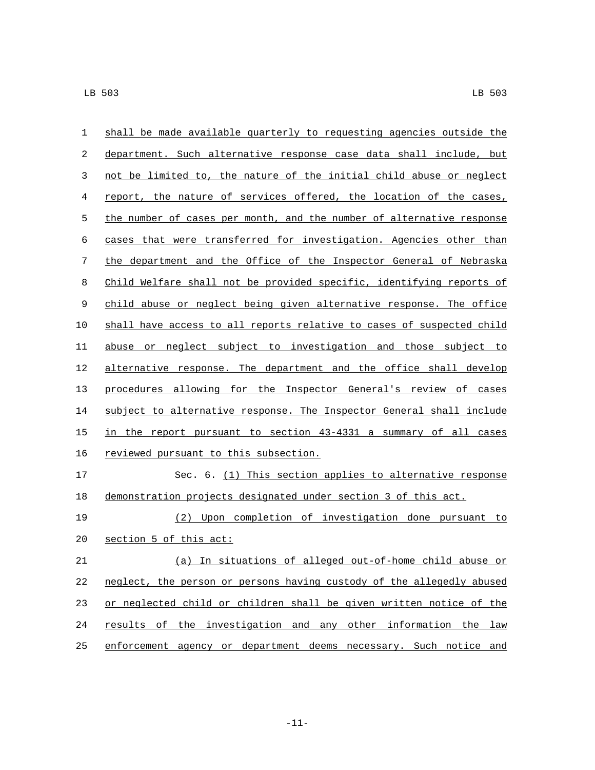shall be made available quarterly to requesting agencies outside the department. Such alternative response case data shall include, but not be limited to, the nature of the initial child abuse or neglect report, the nature of services offered, the location of the cases, the number of cases per month, and the number of alternative response cases that were transferred for investigation. Agencies other than the department and the Office of the Inspector General of Nebraska Child Welfare shall not be provided specific, identifying reports of child abuse or neglect being given alternative response. The office shall have access to all reports relative to cases of suspected child abuse or neglect subject to investigation and those subject to alternative response. The department and the office shall develop procedures allowing for the Inspector General's review of cases subject to alternative response. The Inspector General shall include in the report pursuant to section 43-4331 a summary of all cases reviewed pursuant to this subsection.

Sec. 6. (1) This section applies to alternative response demonstration projects designated under section 3 of this act.

(2) Upon completion of investigation done pursuant to section 5 of this act:

(a) In situations of alleged out-of-home child abuse or neglect, the person or persons having custody of the allegedly abused or neglected child or children shall be given written notice of the results of the investigation and any other information the law enforcement agency or department deems necessary. Such notice and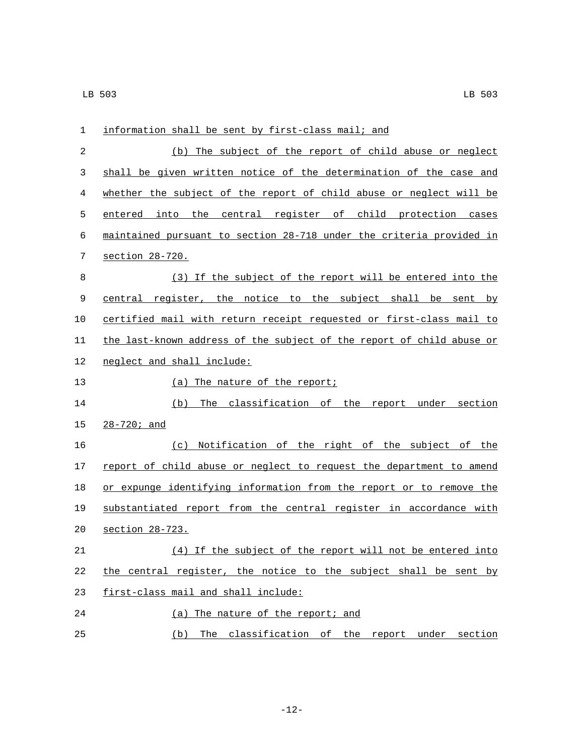information shall be sent by first-class mail; and

(b) The subject of the report of child abuse or neglect shall be given written notice of the determination of the case and whether the subject of the report of child abuse or neglect will be entered into the central register of child protection cases maintained pursuant to section 28-718 under the criteria provided in section 28-720.

(3) If the subject of the report will be entered into the central register, the notice to the subject shall be sent by certified mail with return receipt requested or first-class mail to the last-known address of the subject of the report of child abuse or neglect and shall include:

(a) The nature of the report;

(b) The classification of the report under section 28-720; and

(c) Notification of the right of the subject of the report of child abuse or neglect to request the department to amend or expunge identifying information from the report or to remove the substantiated report from the central register in accordance with section 28-723.

(4) If the subject of the report will not be entered into the central register, the notice to the subject shall be sent by first-class mail and shall include:

(a) The nature of the report; and

(b) The classification of the report under section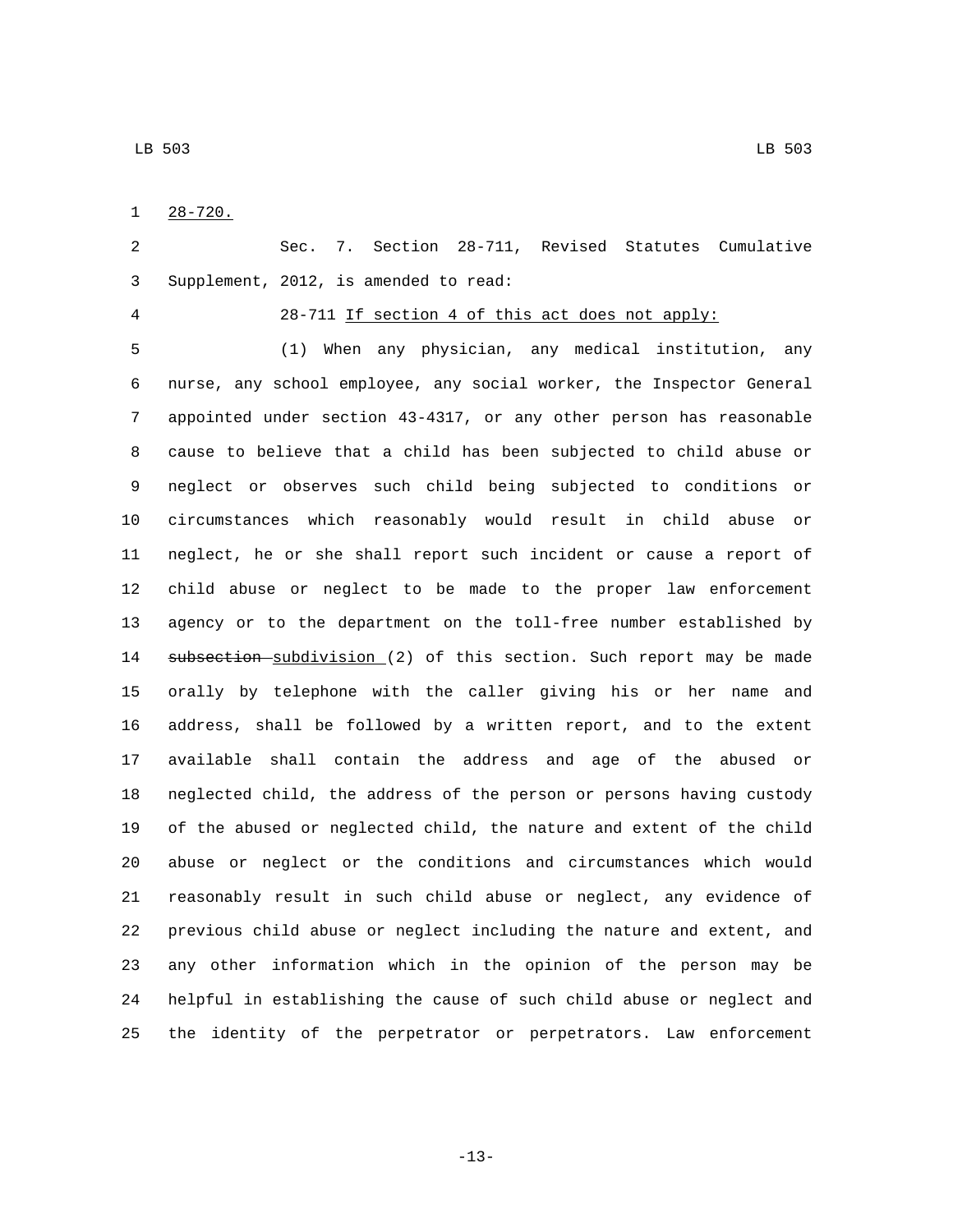28-720.

Sec. 7. Section 28-711, Revised Statutes Cumulative Supplement, 2012, is amended to read:

28-711 If section 4 of this act does not apply:

(1) When any physician, any medical institution, any nurse, any school employee, any social worker, the Inspector General appointed under section 43-4317, or any other person has reasonable cause to believe that a child has been subjected to child abuse or neglect or observes such child being subjected to conditions or circumstances which reasonably would result in child abuse or neglect, he or she shall report such incident or cause a report of child abuse or neglect to be made to the proper law enforcement agency or to the department on the toll-free number established by ~~subsection~~ subdivision (2) of this section. Such report may be made orally by telephone with the caller giving his or her name and address, shall be followed by a written report, and to the extent available shall contain the address and age of the abused or neglected child, the address of the person or persons having custody of the abused or neglected child, the nature and extent of the child abuse or neglect or the conditions and circumstances which would reasonably result in such child abuse or neglect, any evidence of previous child abuse or neglect including the nature and extent, and any other information which in the opinion of the person may be helpful in establishing the cause of such child abuse or neglect and the identity of the perpetrator or perpetrators. Law enforcement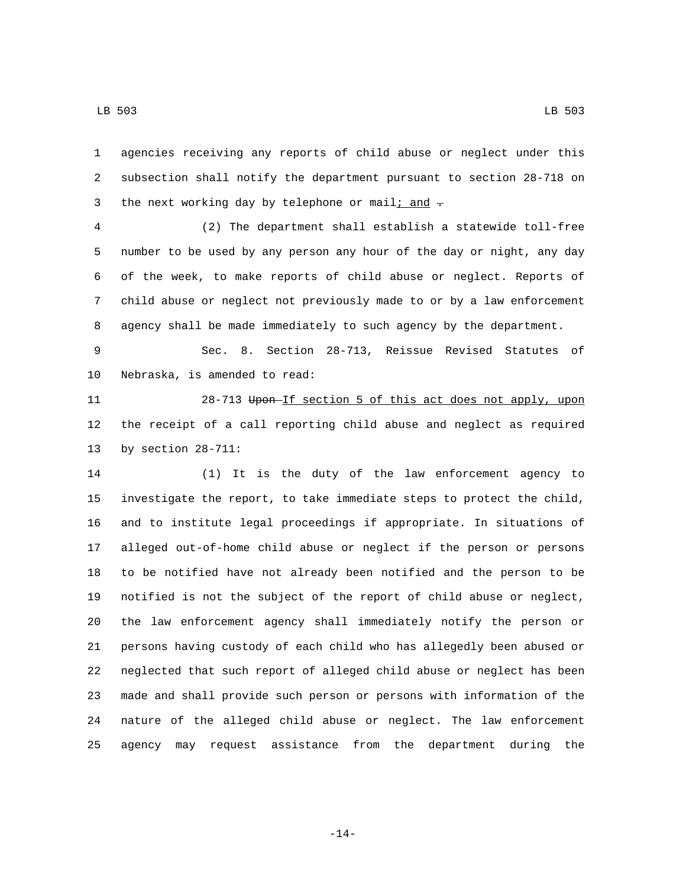agencies receiving any reports of child abuse or neglect under this subsection shall notify the department pursuant to section 28-718 on the next working day by telephone or mail; and ~~.~~

(2) The department shall establish a statewide toll-free number to be used by any person any hour of the day or night, any day of the week, to make reports of child abuse or neglect. Reports of child abuse or neglect not previously made to or by a law enforcement agency shall be made immediately to such agency by the department.

Sec. 8. Section 28-713, Reissue Revised Statutes of Nebraska, is amended to read:

28-713 ~~Upon~~ If section 5 of this act does not apply, upon the receipt of a call reporting child abuse and neglect as required by section 28-711:

(1) It is the duty of the law enforcement agency to investigate the report, to take immediate steps to protect the child, and to institute legal proceedings if appropriate. In situations of alleged out-of-home child abuse or neglect if the person or persons to be notified have not already been notified and the person to be notified is not the subject of the report of child abuse or neglect, the law enforcement agency shall immediately notify the person or persons having custody of each child who has allegedly been abused or neglected that such report of alleged child abuse or neglect has been made and shall provide such person or persons with information of the nature of the alleged child abuse or neglect. The law enforcement agency may request assistance from the department during the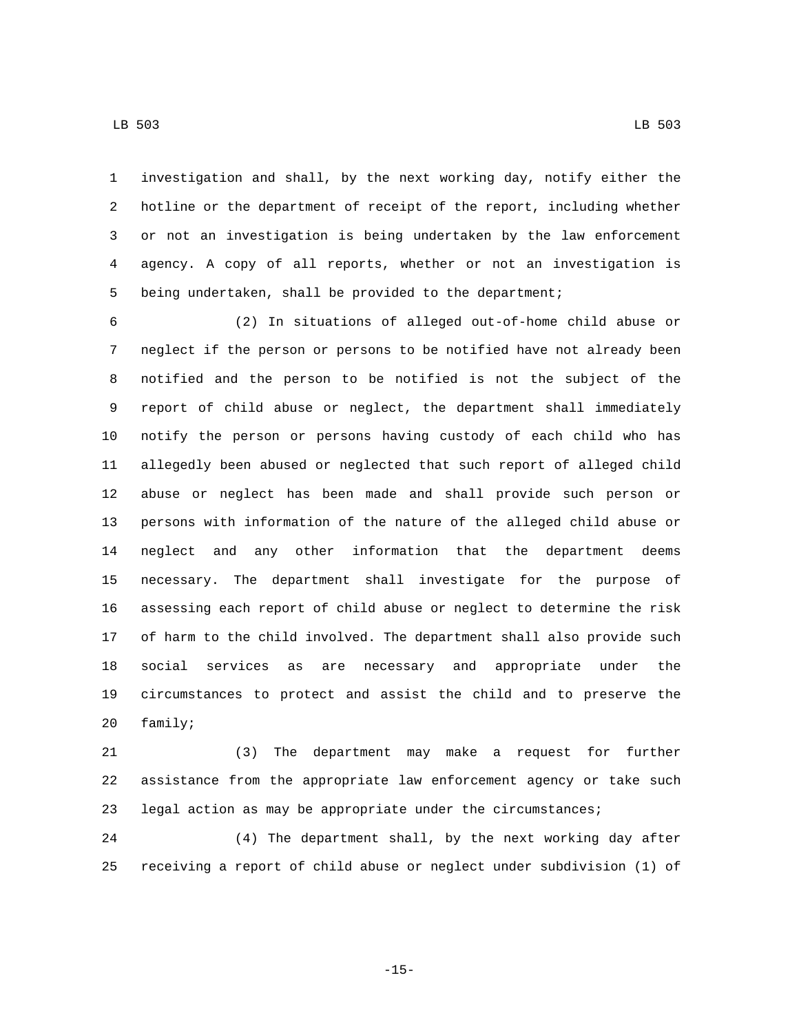investigation and shall, by the next working day, notify either the hotline or the department of receipt of the report, including whether or not an investigation is being undertaken by the law enforcement agency. A copy of all reports, whether or not an investigation is being undertaken, shall be provided to the department;

(2) In situations of alleged out-of-home child abuse or neglect if the person or persons to be notified have not already been notified and the person to be notified is not the subject of the report of child abuse or neglect, the department shall immediately notify the person or persons having custody of each child who has allegedly been abused or neglected that such report of alleged child abuse or neglect has been made and shall provide such person or persons with information of the nature of the alleged child abuse or neglect and any other information that the department deems necessary. The department shall investigate for the purpose of assessing each report of child abuse or neglect to determine the risk of harm to the child involved. The department shall also provide such social services as are necessary and appropriate under the circumstances to protect and assist the child and to preserve the family;

(3) The department may make a request for further assistance from the appropriate law enforcement agency or take such legal action as may be appropriate under the circumstances;

(4) The department shall, by the next working day after receiving a report of child abuse or neglect under subdivision (1) of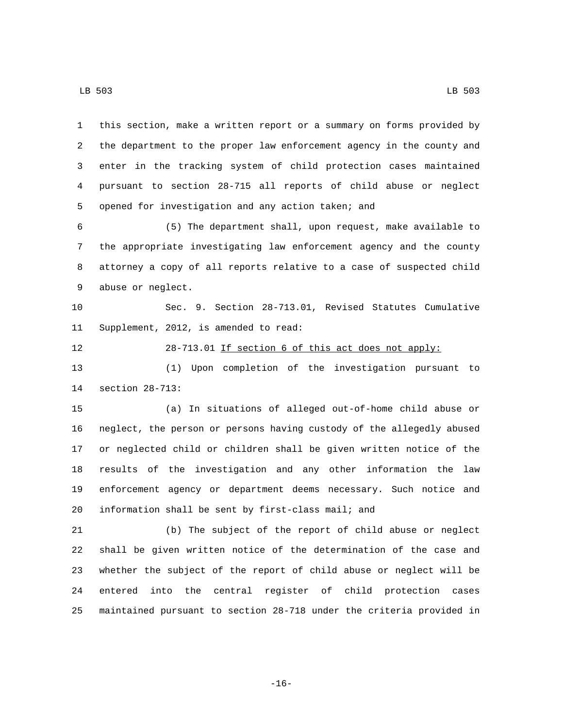this section, make a written report or a summary on forms provided by the department to the proper law enforcement agency in the county and enter in the tracking system of child protection cases maintained pursuant to section 28-715 all reports of child abuse or neglect opened for investigation and any action taken; and

(5) The department shall, upon request, make available to the appropriate investigating law enforcement agency and the county attorney a copy of all reports relative to a case of suspected child abuse or neglect.

Sec. 9. Section 28-713.01, Revised Statutes Cumulative Supplement, 2012, is amended to read:

28-713.01 <u>If section 6 of this act does not apply:</u>

(1) Upon completion of the investigation pursuant to section 28-713:

(a) In situations of alleged out-of-home child abuse or neglect, the person or persons having custody of the allegedly abused or neglected child or children shall be given written notice of the results of the investigation and any other information the law enforcement agency or department deems necessary. Such notice and information shall be sent by first-class mail; and

(b) The subject of the report of child abuse or neglect shall be given written notice of the determination of the case and whether the subject of the report of child abuse or neglect will be entered into the central register of child protection cases maintained pursuant to section 28-718 under the criteria provided in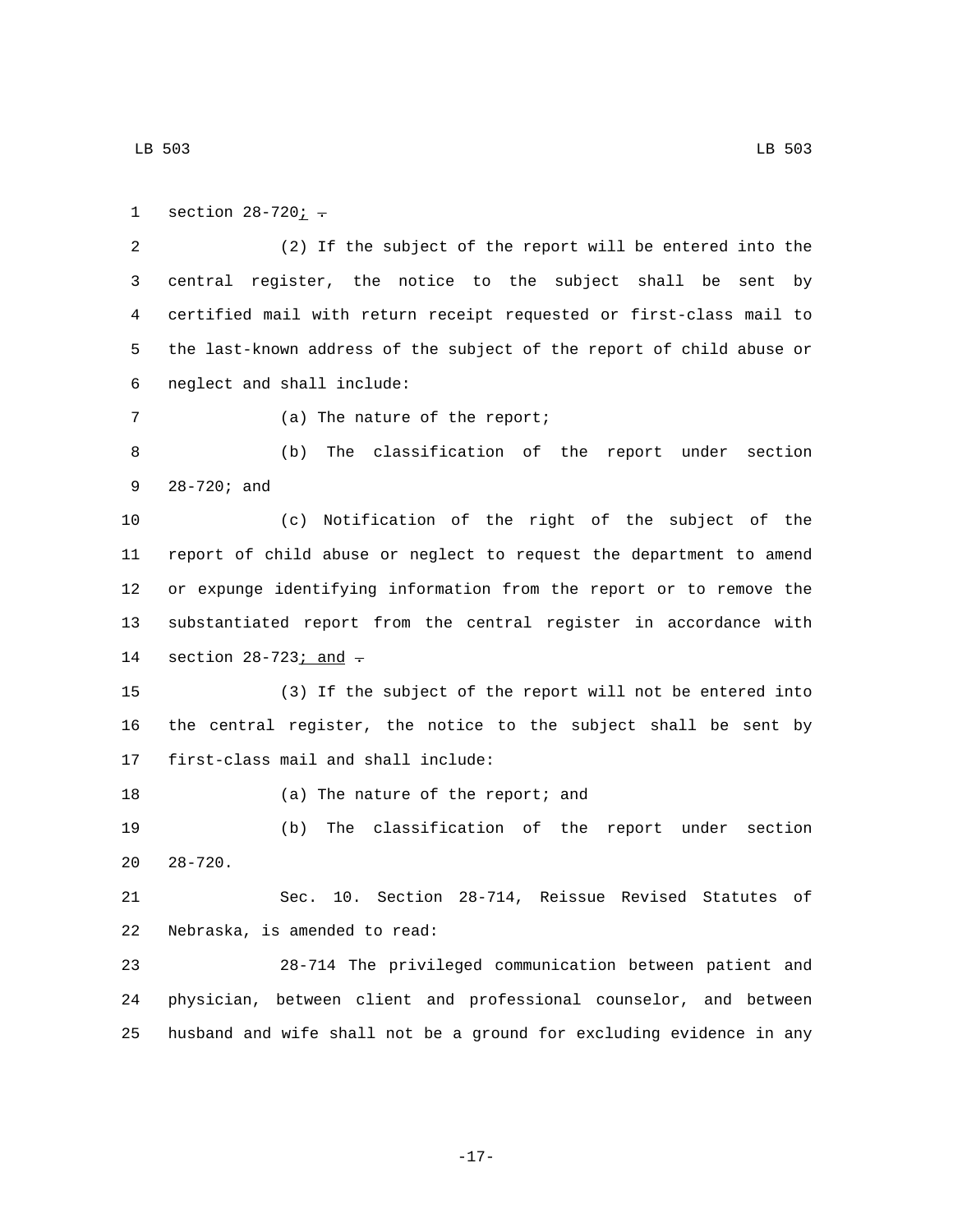section 28-720; .

(2) If the subject of the report will be entered into the central register, the notice to the subject shall be sent by certified mail with return receipt requested or first-class mail to the last-known address of the subject of the report of child abuse or neglect and shall include:

(a) The nature of the report;

(b) The classification of the report under section 28-720; and

(c) Notification of the right of the subject of the report of child abuse or neglect to request the department to amend or expunge identifying information from the report or to remove the substantiated report from the central register in accordance with section 28-723; and .

(3) If the subject of the report will not be entered into the central register, the notice to the subject shall be sent by first-class mail and shall include:

(a) The nature of the report; and

(b) The classification of the report under section 28-720.

Sec. 10. Section 28-714, Reissue Revised Statutes of Nebraska, is amended to read:

28-714 The privileged communication between patient and physician, between client and professional counselor, and between husband and wife shall not be a ground for excluding evidence in any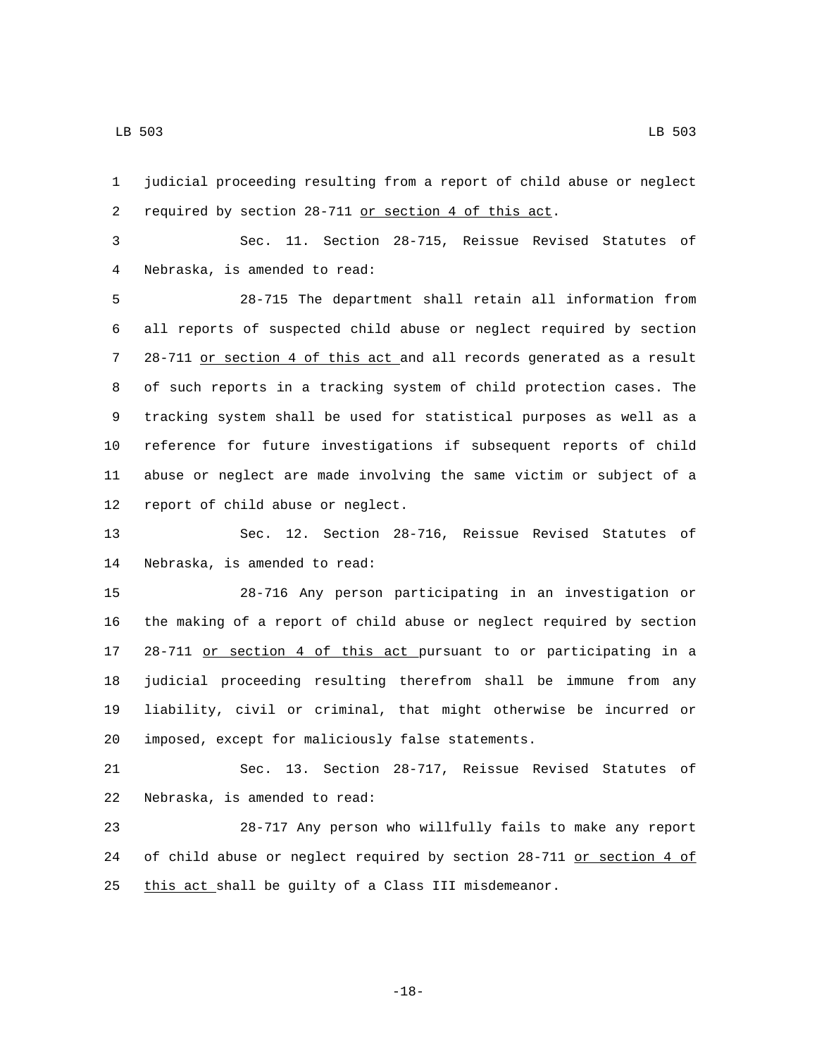judicial proceeding resulting from a report of child abuse or neglect required by section 28-711 <u>or section 4 of this act</u>.

Sec. 11. Section 28-715, Reissue Revised Statutes of Nebraska, is amended to read:

28-715 The department shall retain all information from all reports of suspected child abuse or neglect required by section 28-711 <u>or section 4 of this act</u> and all records generated as a result of such reports in a tracking system of child protection cases. The tracking system shall be used for statistical purposes as well as a reference for future investigations if subsequent reports of child abuse or neglect are made involving the same victim or subject of a report of child abuse or neglect.

Sec. 12. Section 28-716, Reissue Revised Statutes of Nebraska, is amended to read:

28-716 Any person participating in an investigation or the making of a report of child abuse or neglect required by section 28-711 <u>or section 4 of this act</u> pursuant to or participating in a judicial proceeding resulting therefrom shall be immune from any liability, civil or criminal, that might otherwise be incurred or imposed, except for maliciously false statements.

Sec. 13. Section 28-717, Reissue Revised Statutes of Nebraska, is amended to read:

28-717 Any person who willfully fails to make any report of child abuse or neglect required by section 28-711 <u>or section 4 of this act</u> shall be guilty of a Class III misdemeanor.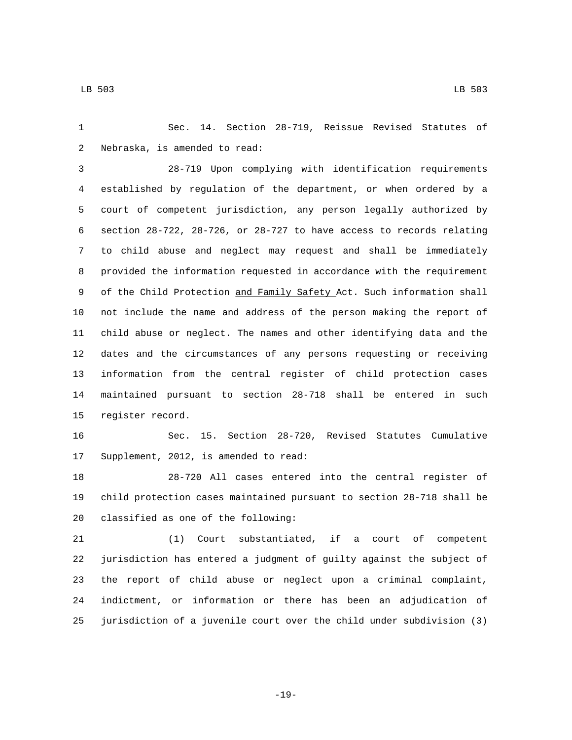Sec. 14. Section 28-719, Reissue Revised Statutes of Nebraska, is amended to read:

28-719 Upon complying with identification requirements established by regulation of the department, or when ordered by a court of competent jurisdiction, any person legally authorized by section 28-722, 28-726, or 28-727 to have access to records relating to child abuse and neglect may request and shall be immediately provided the information requested in accordance with the requirement of the Child Protection <u>and Family Safety </u>Act. Such information shall not include the name and address of the person making the report of child abuse or neglect. The names and other identifying data and the dates and the circumstances of any persons requesting or receiving information from the central register of child protection cases maintained pursuant to section 28-718 shall be entered in such register record.

Sec. 15. Section 28-720, Revised Statutes Cumulative Supplement, 2012, is amended to read:

28-720 All cases entered into the central register of child protection cases maintained pursuant to section 28-718 shall be classified as one of the following:

(1) Court substantiated, if a court of competent jurisdiction has entered a judgment of guilty against the subject of the report of child abuse or neglect upon a criminal complaint, indictment, or information or there has been an adjudication of jurisdiction of a juvenile court over the child under subdivision (3)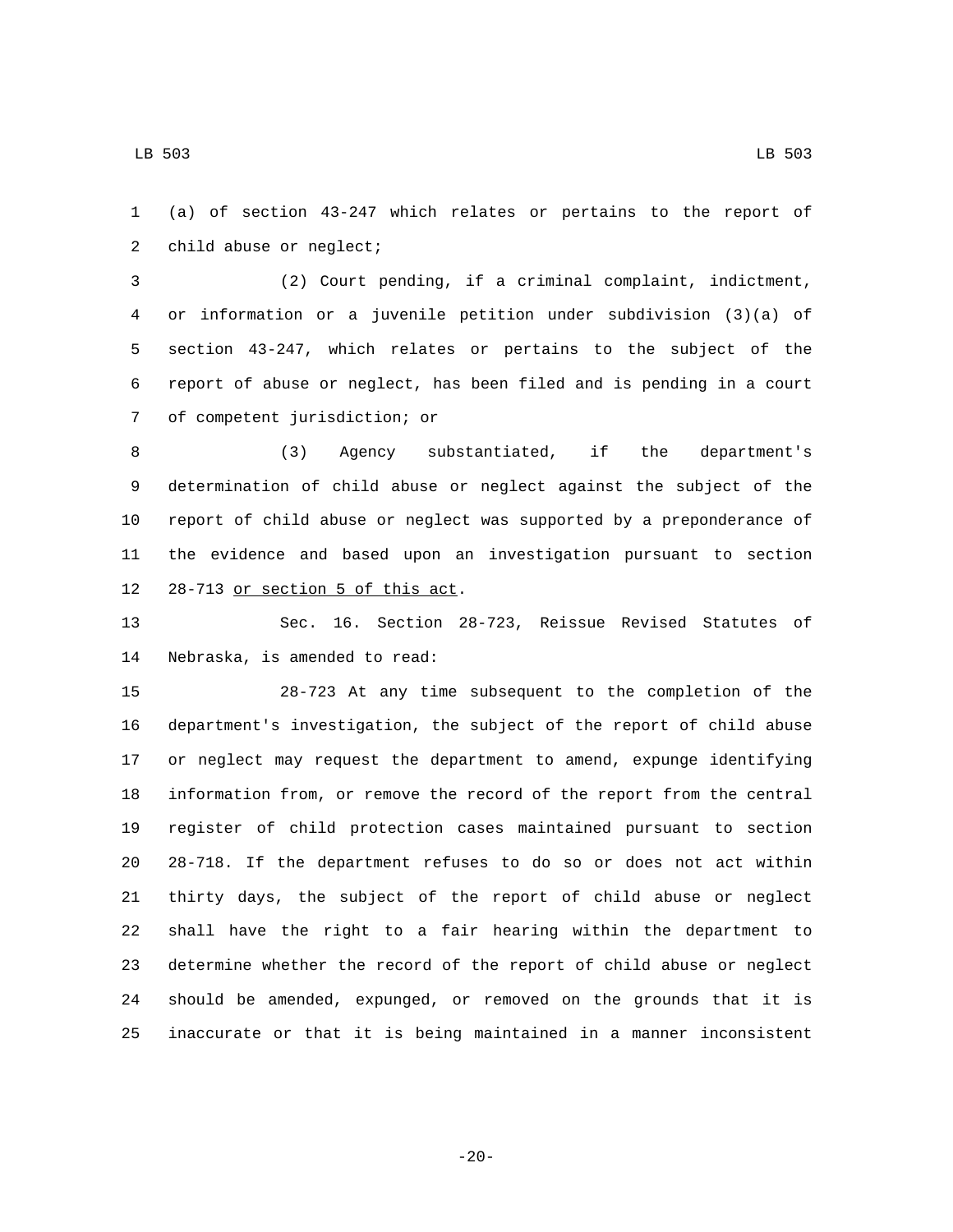(a) of section 43-247 which relates or pertains to the report of child abuse or neglect;

(2) Court pending, if a criminal complaint, indictment, or information or a juvenile petition under subdivision (3)(a) of section 43-247, which relates or pertains to the subject of the report of abuse or neglect, has been filed and is pending in a court of competent jurisdiction; or

(3) Agency substantiated, if the department's determination of child abuse or neglect against the subject of the report of child abuse or neglect was supported by a preponderance of the evidence and based upon an investigation pursuant to section 28-713 <u>or section 5 of this act</u>.

Sec. 16. Section 28-723, Reissue Revised Statutes of Nebraska, is amended to read:

28-723 At any time subsequent to the completion of the department's investigation, the subject of the report of child abuse or neglect may request the department to amend, expunge identifying information from, or remove the record of the report from the central register of child protection cases maintained pursuant to section 28-718. If the department refuses to do so or does not act within thirty days, the subject of the report of child abuse or neglect shall have the right to a fair hearing within the department to determine whether the record of the report of child abuse or neglect should be amended, expunged, or removed on the grounds that it is inaccurate or that it is being maintained in a manner inconsistent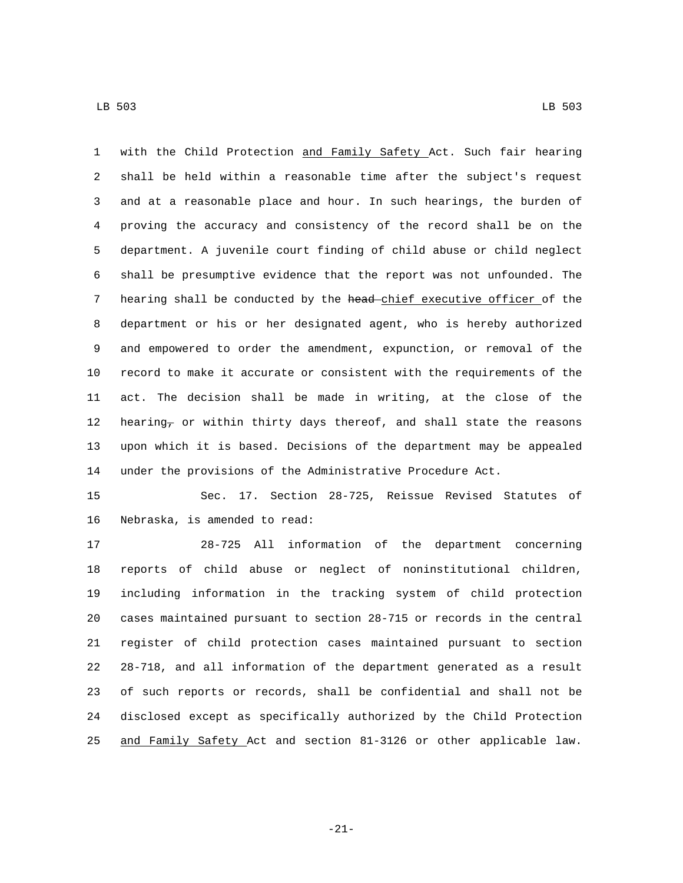with the Child Protection and Family Safety Act. Such fair hearing shall be held within a reasonable time after the subject's request and at a reasonable place and hour. In such hearings, the burden of proving the accuracy and consistency of the record shall be on the department. A juvenile court finding of child abuse or child neglect shall be presumptive evidence that the report was not unfounded. The hearing shall be conducted by the ~~head~~ chief executive officer of the department or his or her designated agent, who is hereby authorized and empowered to order the amendment, expunction, or removal of the record to make it accurate or consistent with the requirements of the act. The decision shall be made in writing, at the close of the hearing~~,~~ or within thirty days thereof, and shall state the reasons upon which it is based. Decisions of the department may be appealed under the provisions of the Administrative Procedure Act.

Sec. 17. Section 28-725, Reissue Revised Statutes of Nebraska, is amended to read:

28-725 All information of the department concerning reports of child abuse or neglect of noninstitutional children, including information in the tracking system of child protection cases maintained pursuant to section 28-715 or records in the central register of child protection cases maintained pursuant to section 28-718, and all information of the department generated as a result of such reports or records, shall be confidential and shall not be disclosed except as specifically authorized by the Child Protection and Family Safety Act and section 81-3126 or other applicable law.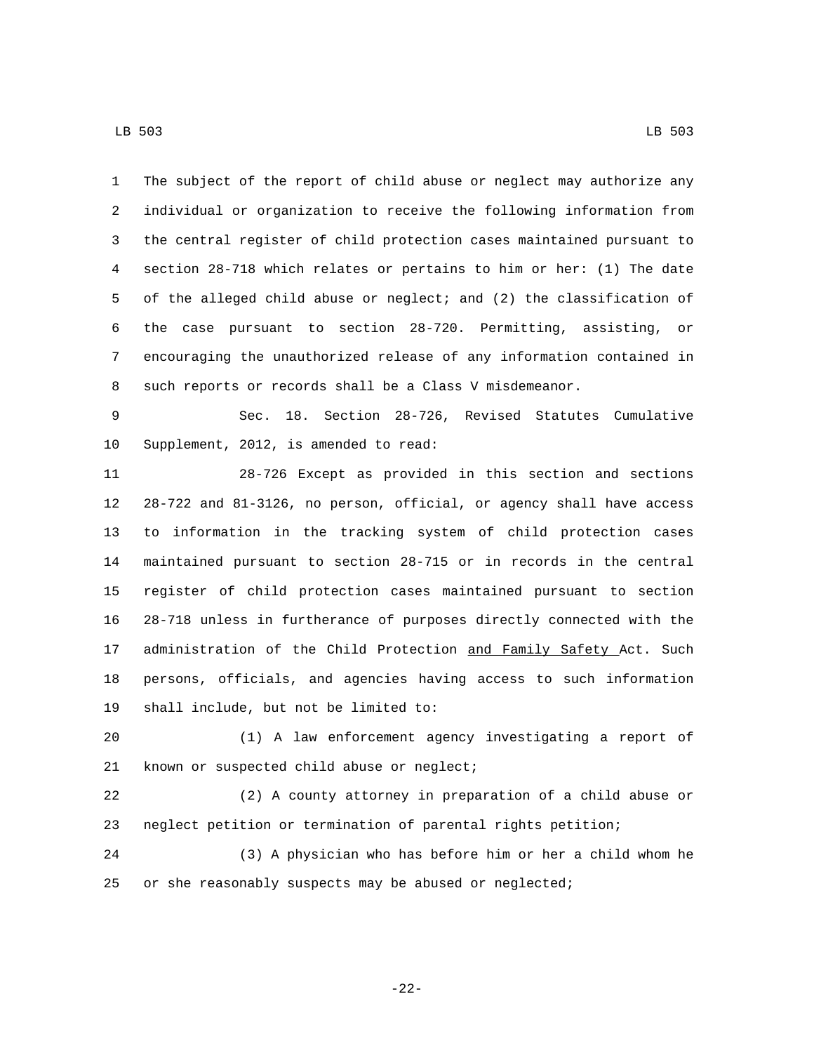The subject of the report of child abuse or neglect may authorize any individual or organization to receive the following information from the central register of child protection cases maintained pursuant to section 28-718 which relates or pertains to him or her: (1) The date of the alleged child abuse or neglect; and (2) the classification of the case pursuant to section 28-720. Permitting, assisting, or encouraging the unauthorized release of any information contained in such reports or records shall be a Class V misdemeanor.

Sec. 18. Section 28-726, Revised Statutes Cumulative Supplement, 2012, is amended to read:

28-726 Except as provided in this section and sections 28-722 and 81-3126, no person, official, or agency shall have access to information in the tracking system of child protection cases maintained pursuant to section 28-715 or in records in the central register of child protection cases maintained pursuant to section 28-718 unless in furtherance of purposes directly connected with the administration of the Child Protection <u>and Family Safety </u>Act. Such persons, officials, and agencies having access to such information shall include, but not be limited to:

(1) A law enforcement agency investigating a report of known or suspected child abuse or neglect;

(2) A county attorney in preparation of a child abuse or neglect petition or termination of parental rights petition;

(3) A physician who has before him or her a child whom he or she reasonably suspects may be abused or neglected;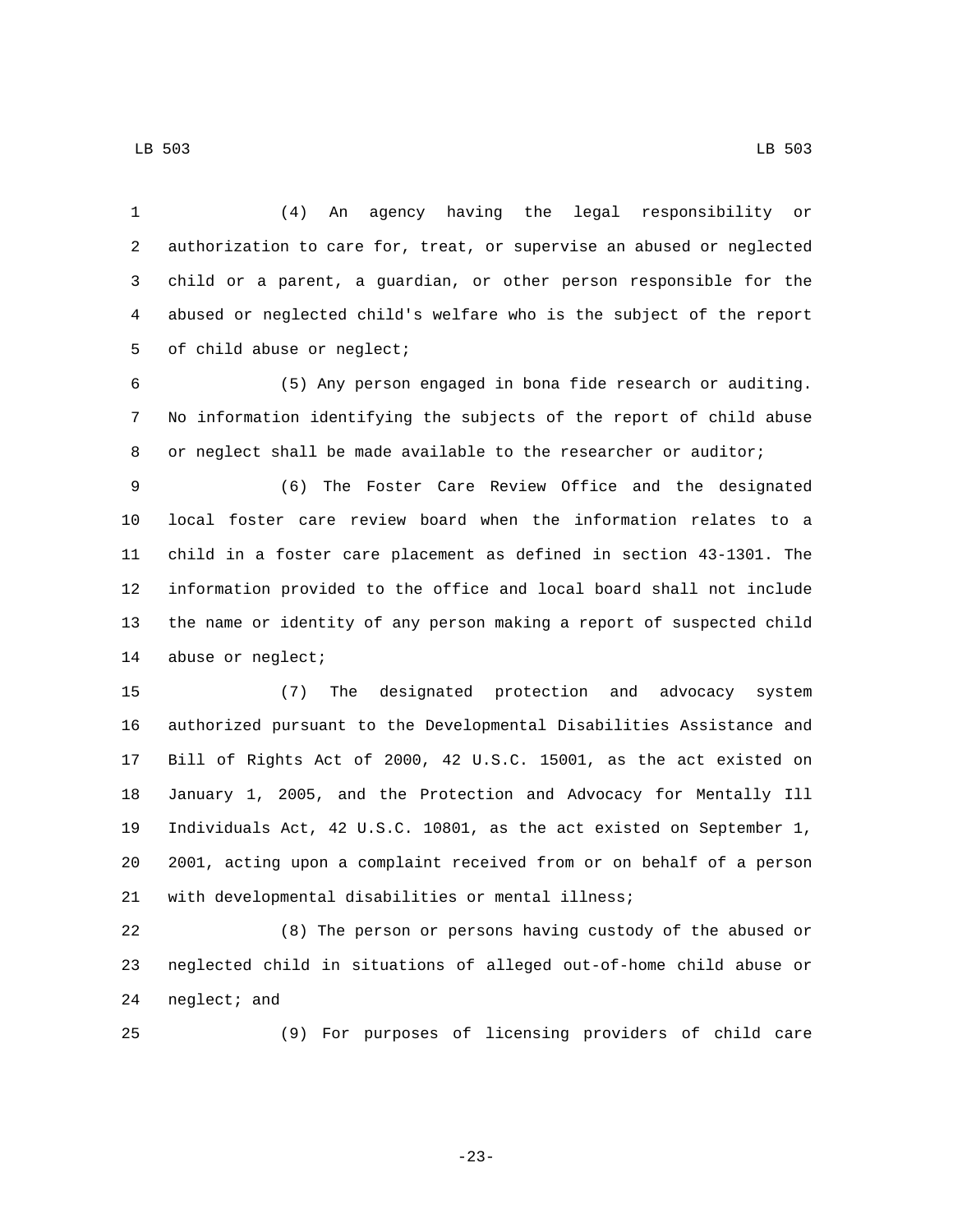(4) An agency having the legal responsibility or authorization to care for, treat, or supervise an abused or neglected child or a parent, a guardian, or other person responsible for the abused or neglected child's welfare who is the subject of the report of child abuse or neglect;

(5) Any person engaged in bona fide research or auditing. No information identifying the subjects of the report of child abuse or neglect shall be made available to the researcher or auditor;

(6) The Foster Care Review Office and the designated local foster care review board when the information relates to a child in a foster care placement as defined in section 43-1301. The information provided to the office and local board shall not include the name or identity of any person making a report of suspected child abuse or neglect;

(7) The designated protection and advocacy system authorized pursuant to the Developmental Disabilities Assistance and Bill of Rights Act of 2000, 42 U.S.C. 15001, as the act existed on January 1, 2005, and the Protection and Advocacy for Mentally Ill Individuals Act, 42 U.S.C. 10801, as the act existed on September 1, 2001, acting upon a complaint received from or on behalf of a person with developmental disabilities or mental illness;

(8) The person or persons having custody of the abused or neglected child in situations of alleged out-of-home child abuse or neglect; and

(9) For purposes of licensing providers of child care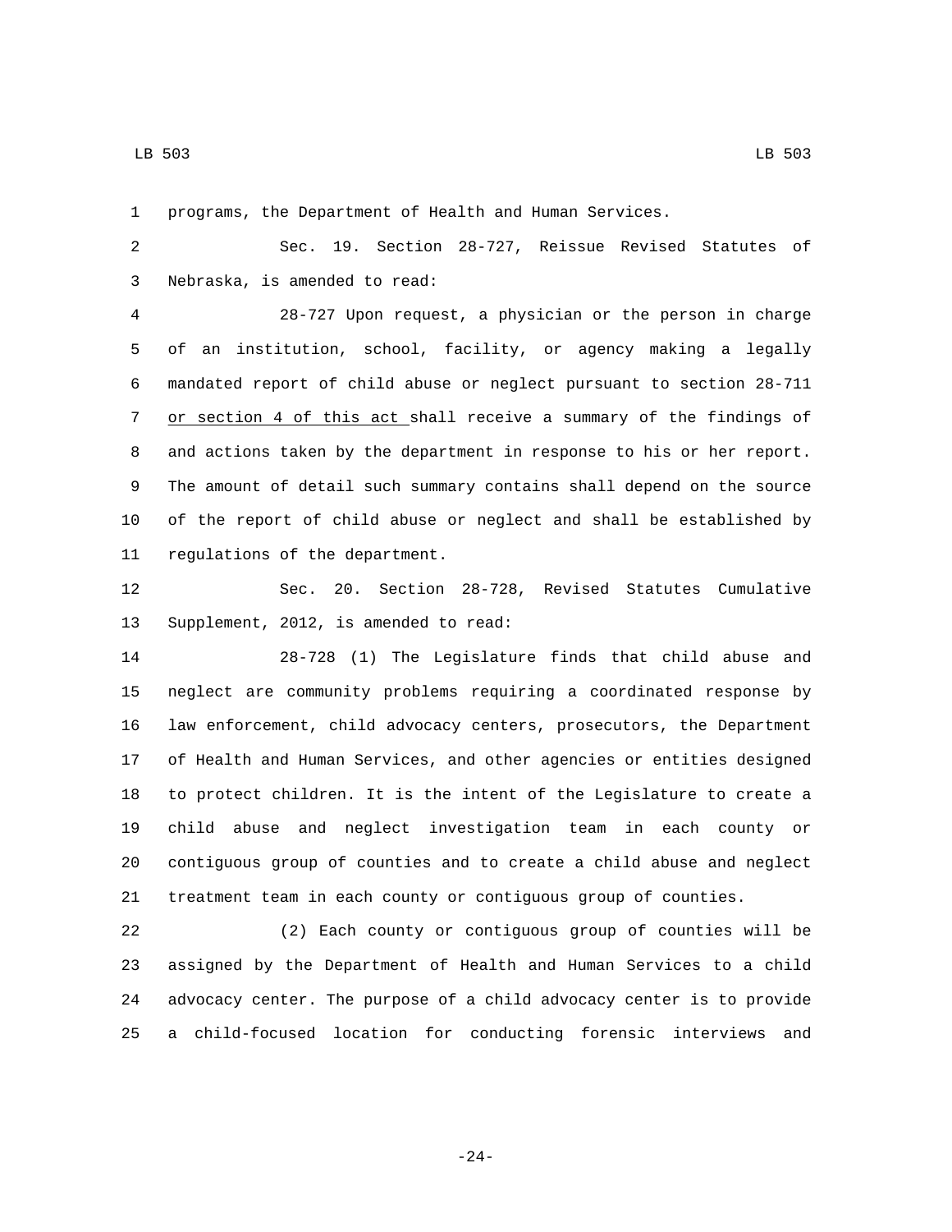programs, the Department of Health and Human Services.

Sec. 19. Section 28-727, Reissue Revised Statutes of Nebraska, is amended to read:

28-727 Upon request, a physician or the person in charge of an institution, school, facility, or agency making a legally mandated report of child abuse or neglect pursuant to section 28-711 <u>or section 4 of this act</u> shall receive a summary of the findings of and actions taken by the department in response to his or her report. The amount of detail such summary contains shall depend on the source of the report of child abuse or neglect and shall be established by regulations of the department.

Sec. 20. Section 28-728, Revised Statutes Cumulative Supplement, 2012, is amended to read:

28-728 (1) The Legislature finds that child abuse and neglect are community problems requiring a coordinated response by law enforcement, child advocacy centers, prosecutors, the Department of Health and Human Services, and other agencies or entities designed to protect children. It is the intent of the Legislature to create a child abuse and neglect investigation team in each county or contiguous group of counties and to create a child abuse and neglect treatment team in each county or contiguous group of counties.

(2) Each county or contiguous group of counties will be assigned by the Department of Health and Human Services to a child advocacy center. The purpose of a child advocacy center is to provide a child-focused location for conducting forensic interviews and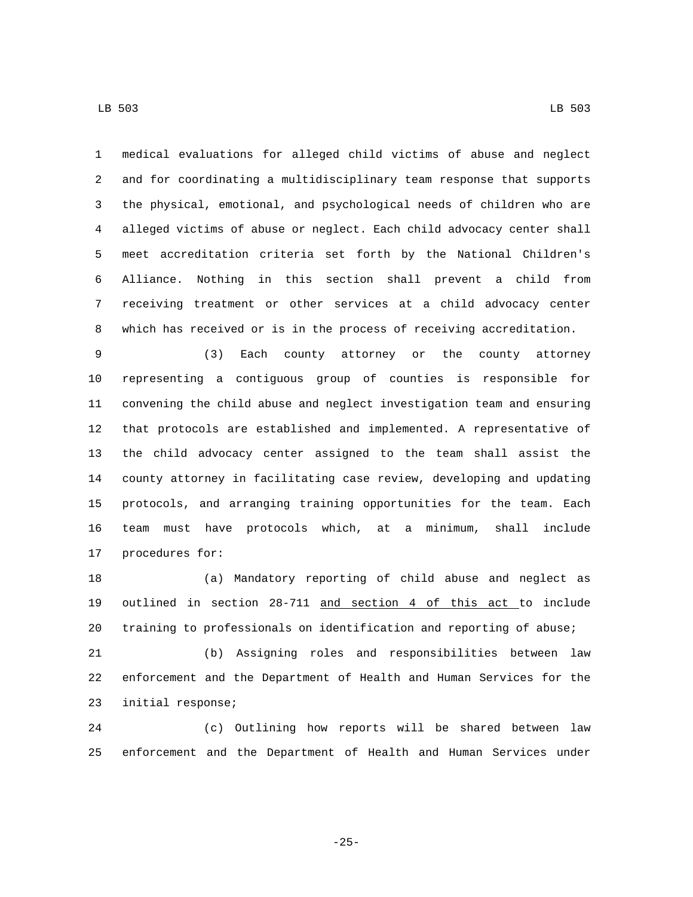medical evaluations for alleged child victims of abuse and neglect and for coordinating a multidisciplinary team response that supports the physical, emotional, and psychological needs of children who are alleged victims of abuse or neglect. Each child advocacy center shall meet accreditation criteria set forth by the National Children's Alliance. Nothing in this section shall prevent a child from receiving treatment or other services at a child advocacy center which has received or is in the process of receiving accreditation.

(3) Each county attorney or the county attorney representing a contiguous group of counties is responsible for convening the child abuse and neglect investigation team and ensuring that protocols are established and implemented. A representative of the child advocacy center assigned to the team shall assist the county attorney in facilitating case review, developing and updating protocols, and arranging training opportunities for the team. Each team must have protocols which, at a minimum, shall include procedures for:

(a) Mandatory reporting of child abuse and neglect as outlined in section 28-711 <u>and section 4 of this act </u>to include training to professionals on identification and reporting of abuse;

(b) Assigning roles and responsibilities between law enforcement and the Department of Health and Human Services for the initial response;

(c) Outlining how reports will be shared between law enforcement and the Department of Health and Human Services under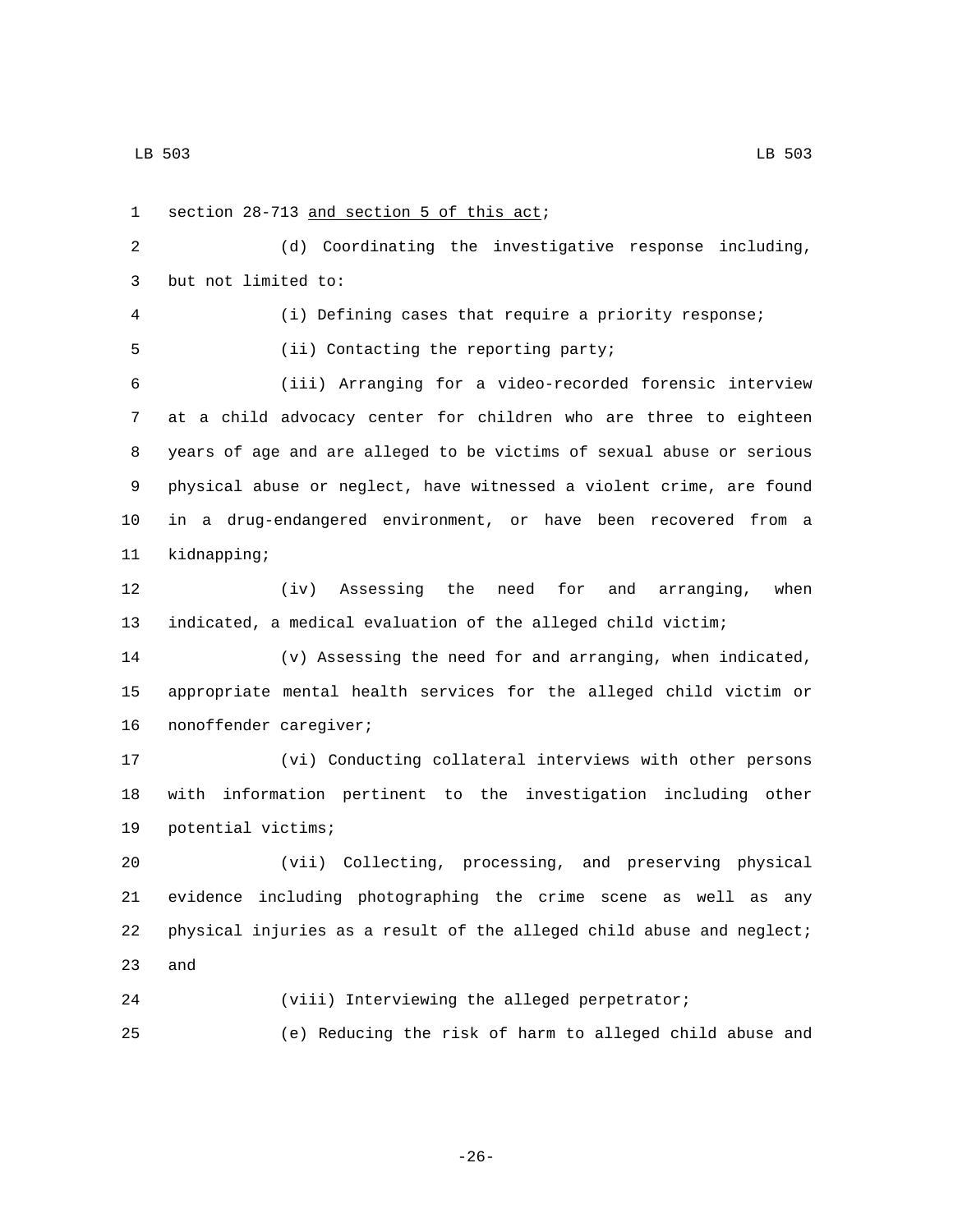section 28-713 <u>and section 5 of this act</u>;

(d) Coordinating the investigative response including, but not limited to:

(i) Defining cases that require a priority response;

(ii) Contacting the reporting party;

(iii) Arranging for a video-recorded forensic interview at a child advocacy center for children who are three to eighteen years of age and are alleged to be victims of sexual abuse or serious physical abuse or neglect, have witnessed a violent crime, are found in a drug-endangered environment, or have been recovered from a kidnapping;

(iv) Assessing the need for and arranging, when indicated, a medical evaluation of the alleged child victim;

(v) Assessing the need for and arranging, when indicated, appropriate mental health services for the alleged child victim or nonoffender caregiver;

(vi) Conducting collateral interviews with other persons with information pertinent to the investigation including other potential victims;

(vii) Collecting, processing, and preserving physical evidence including photographing the crime scene as well as any physical injuries as a result of the alleged child abuse and neglect; and

(viii) Interviewing the alleged perpetrator;

(e) Reducing the risk of harm to alleged child abuse and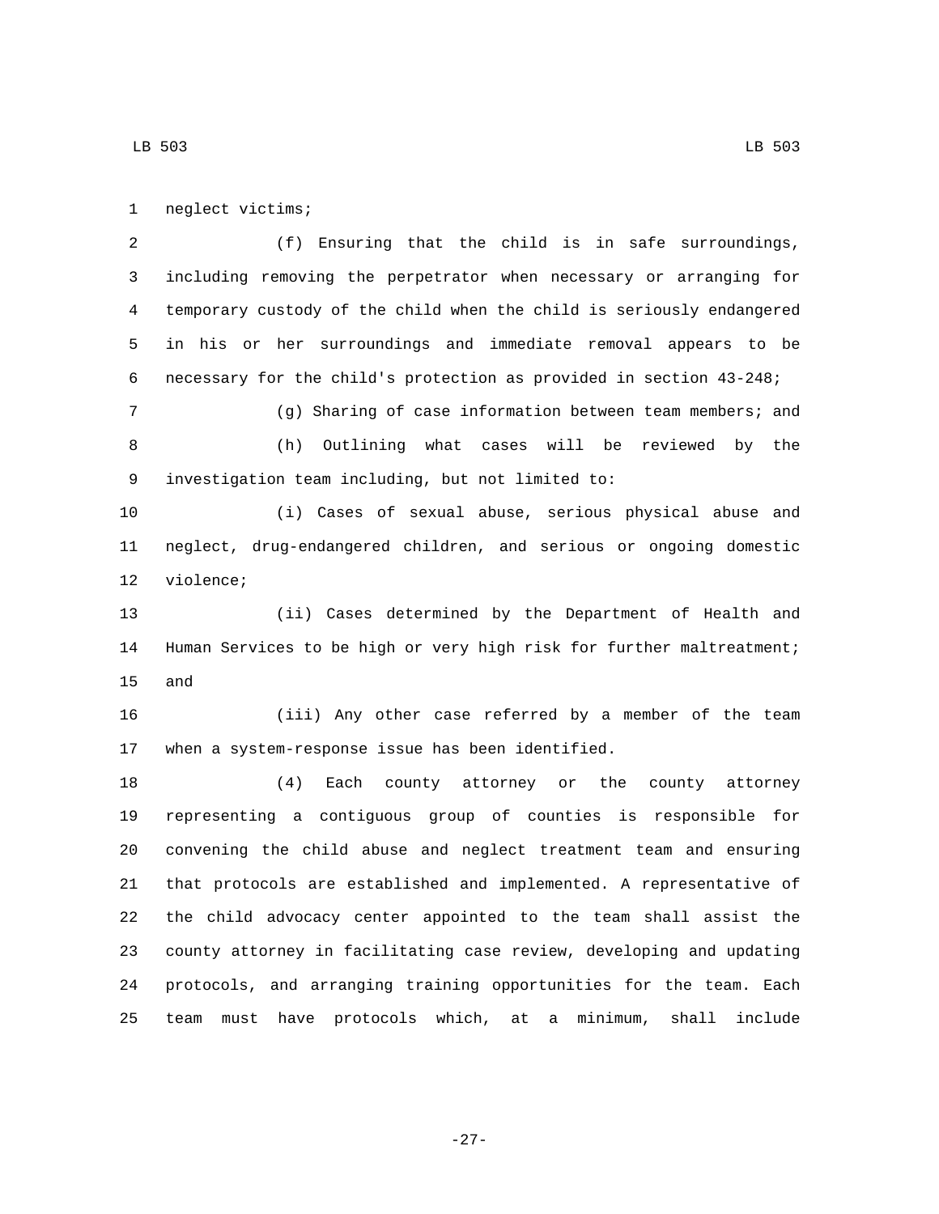neglect victims;

(f) Ensuring that the child is in safe surroundings, including removing the perpetrator when necessary or arranging for temporary custody of the child when the child is seriously endangered in his or her surroundings and immediate removal appears to be necessary for the child's protection as provided in section 43-248;

(g) Sharing of case information between team members; and

(h) Outlining what cases will be reviewed by the investigation team including, but not limited to:

(i) Cases of sexual abuse, serious physical abuse and neglect, drug-endangered children, and serious or ongoing domestic violence;

(ii) Cases determined by the Department of Health and Human Services to be high or very high risk for further maltreatment; and

(iii) Any other case referred by a member of the team when a system-response issue has been identified.

(4) Each county attorney or the county attorney representing a contiguous group of counties is responsible for convening the child abuse and neglect treatment team and ensuring that protocols are established and implemented. A representative of the child advocacy center appointed to the team shall assist the county attorney in facilitating case review, developing and updating protocols, and arranging training opportunities for the team. Each team must have protocols which, at a minimum, shall include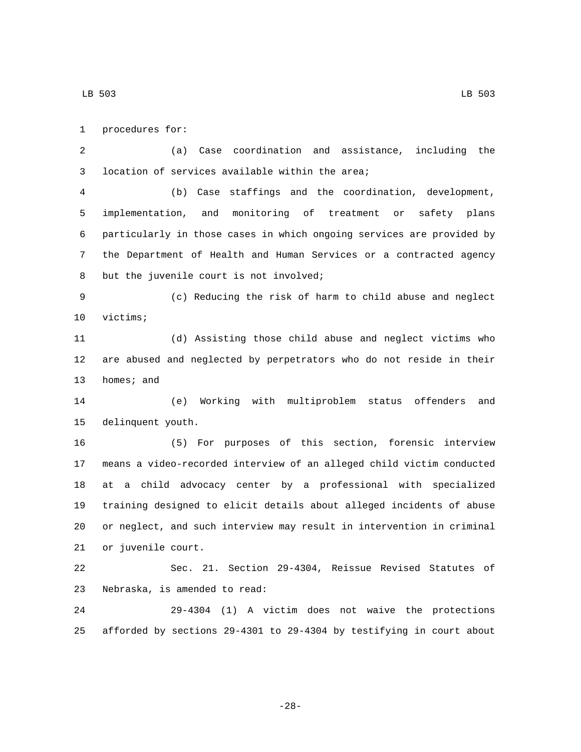procedures for:

(a) Case coordination and assistance, including the location of services available within the area;

(b) Case staffings and the coordination, development, implementation, and monitoring of treatment or safety plans particularly in those cases in which ongoing services are provided by the Department of Health and Human Services or a contracted agency but the juvenile court is not involved;

(c) Reducing the risk of harm to child abuse and neglect victims;

(d) Assisting those child abuse and neglect victims who are abused and neglected by perpetrators who do not reside in their homes; and

(e) Working with multiproblem status offenders and delinquent youth.

(5) For purposes of this section, forensic interview means a video-recorded interview of an alleged child victim conducted at a child advocacy center by a professional with specialized training designed to elicit details about alleged incidents of abuse or neglect, and such interview may result in intervention in criminal or juvenile court.

Sec. 21. Section 29-4304, Reissue Revised Statutes of Nebraska, is amended to read:

29-4304 (1) A victim does not waive the protections afforded by sections 29-4301 to 29-4304 by testifying in court about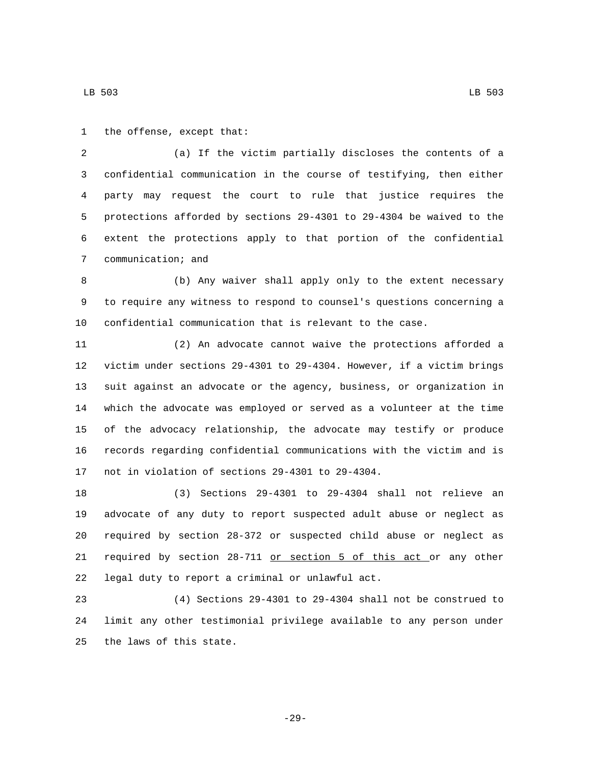the offense, except that:

(a) If the victim partially discloses the contents of a confidential communication in the course of testifying, then either party may request the court to rule that justice requires the protections afforded by sections 29-4301 to 29-4304 be waived to the extent the protections apply to that portion of the confidential communication; and

(b) Any waiver shall apply only to the extent necessary to require any witness to respond to counsel's questions concerning a confidential communication that is relevant to the case.

(2) An advocate cannot waive the protections afforded a victim under sections 29-4301 to 29-4304. However, if a victim brings suit against an advocate or the agency, business, or organization in which the advocate was employed or served as a volunteer at the time of the advocacy relationship, the advocate may testify or produce records regarding confidential communications with the victim and is not in violation of sections 29-4301 to 29-4304.

(3) Sections 29-4301 to 29-4304 shall not relieve an advocate of any duty to report suspected adult abuse or neglect as required by section 28-372 or suspected child abuse or neglect as required by section 28-711 <u>or section 5 of this act </u>or any other legal duty to report a criminal or unlawful act.

(4) Sections 29-4301 to 29-4304 shall not be construed to limit any other testimonial privilege available to any person under the laws of this state.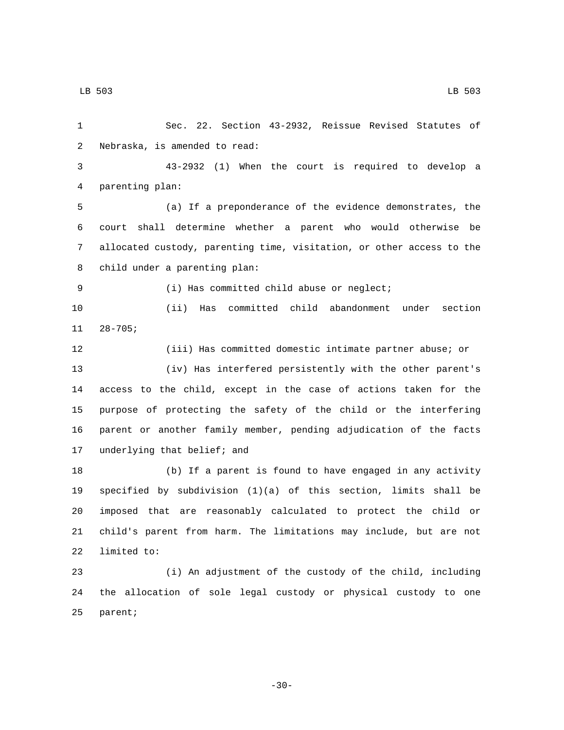Sec. 22. Section 43-2932, Reissue Revised Statutes of Nebraska, is amended to read:

43-2932 (1) When the court is required to develop a parenting plan:

(a) If a preponderance of the evidence demonstrates, the court shall determine whether a parent who would otherwise be allocated custody, parenting time, visitation, or other access to the child under a parenting plan:

(i) Has committed child abuse or neglect;

(ii) Has committed child abandonment under section 28-705;

(iii) Has committed domestic intimate partner abuse; or

(iv) Has interfered persistently with the other parent's access to the child, except in the case of actions taken for the purpose of protecting the safety of the child or the interfering parent or another family member, pending adjudication of the facts underlying that belief; and

(b) If a parent is found to have engaged in any activity specified by subdivision (1)(a) of this section, limits shall be imposed that are reasonably calculated to protect the child or child's parent from harm. The limitations may include, but are not limited to:

(i) An adjustment of the custody of the child, including the allocation of sole legal custody or physical custody to one parent;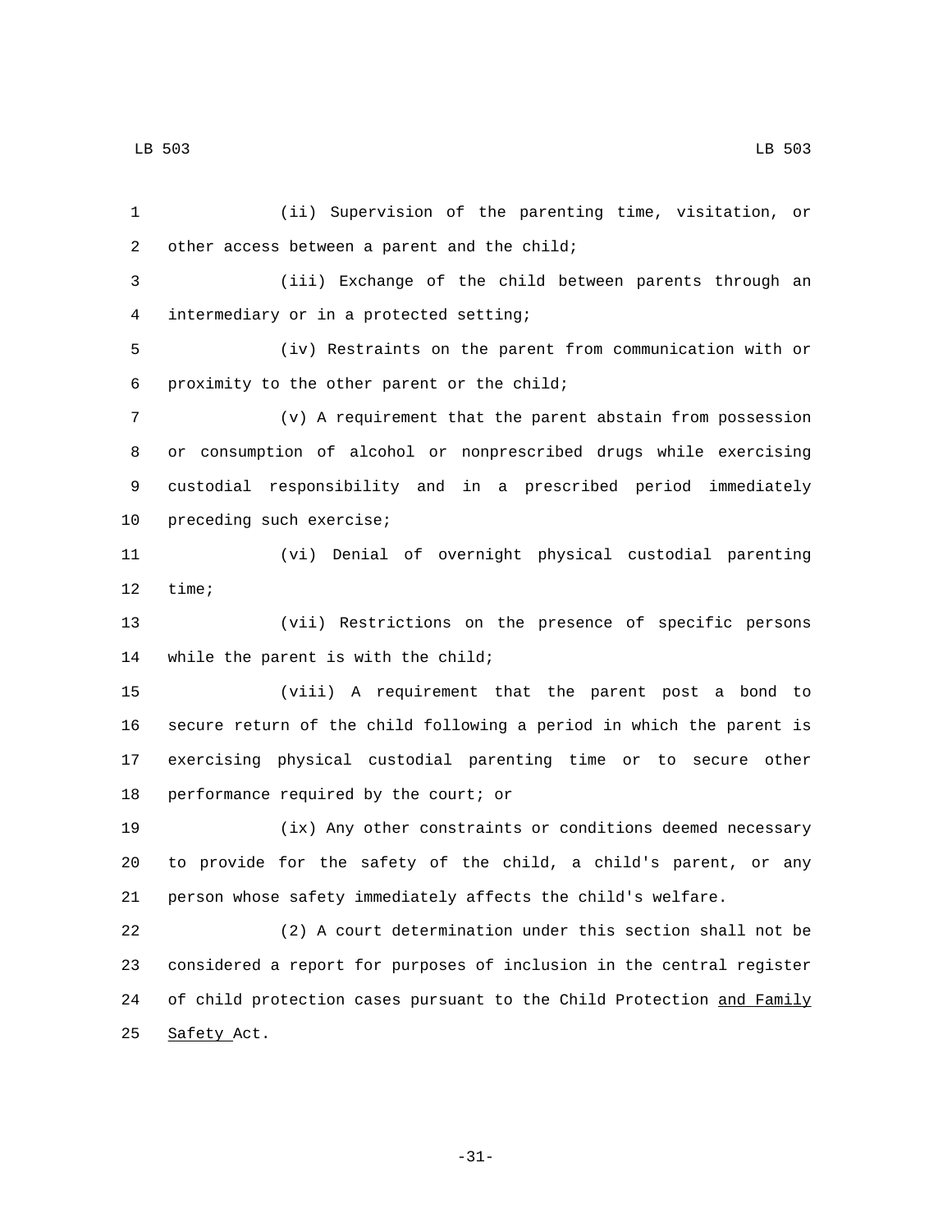(ii) Supervision of the parenting time, visitation, or other access between a parent and the child;

(iii) Exchange of the child between parents through an intermediary or in a protected setting;

(iv) Restraints on the parent from communication with or proximity to the other parent or the child;

(v) A requirement that the parent abstain from possession or consumption of alcohol or nonprescribed drugs while exercising custodial responsibility and in a prescribed period immediately preceding such exercise;

(vi) Denial of overnight physical custodial parenting time;

(vii) Restrictions on the presence of specific persons while the parent is with the child;

(viii) A requirement that the parent post a bond to secure return of the child following a period in which the parent is exercising physical custodial parenting time or to secure other performance required by the court; or

(ix) Any other constraints or conditions deemed necessary to provide for the safety of the child, a child's parent, or any person whose safety immediately affects the child's welfare.

(2) A court determination under this section shall not be considered a report for purposes of inclusion in the central register of child protection cases pursuant to the Child Protection <u>and Family Safety </u>Act.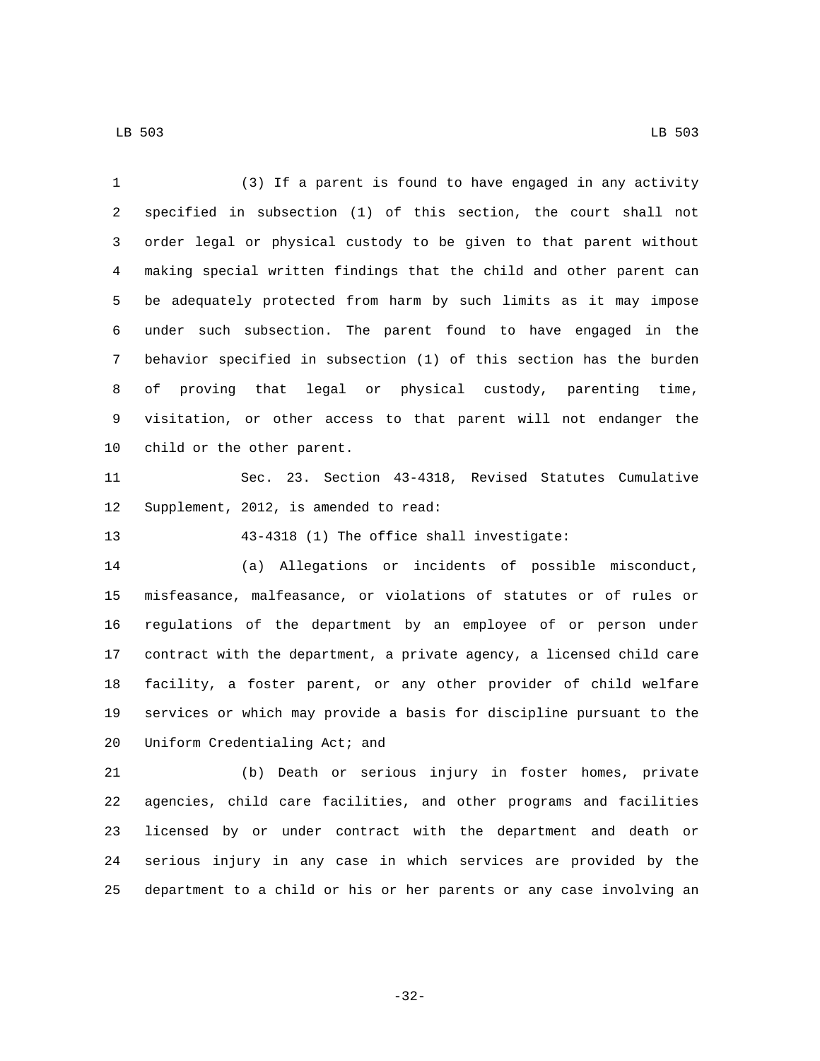(3) If a parent is found to have engaged in any activity specified in subsection (1) of this section, the court shall not order legal or physical custody to be given to that parent without making special written findings that the child and other parent can be adequately protected from harm by such limits as it may impose under such subsection. The parent found to have engaged in the behavior specified in subsection (1) of this section has the burden of proving that legal or physical custody, parenting time, visitation, or other access to that parent will not endanger the child or the other parent.

Sec. 23. Section 43-4318, Revised Statutes Cumulative Supplement, 2012, is amended to read:

43-4318 (1) The office shall investigate:

(a) Allegations or incidents of possible misconduct, misfeasance, malfeasance, or violations of statutes or of rules or regulations of the department by an employee of or person under contract with the department, a private agency, a licensed child care facility, a foster parent, or any other provider of child welfare services or which may provide a basis for discipline pursuant to the Uniform Credentialing Act; and

(b) Death or serious injury in foster homes, private agencies, child care facilities, and other programs and facilities licensed by or under contract with the department and death or serious injury in any case in which services are provided by the department to a child or his or her parents or any case involving an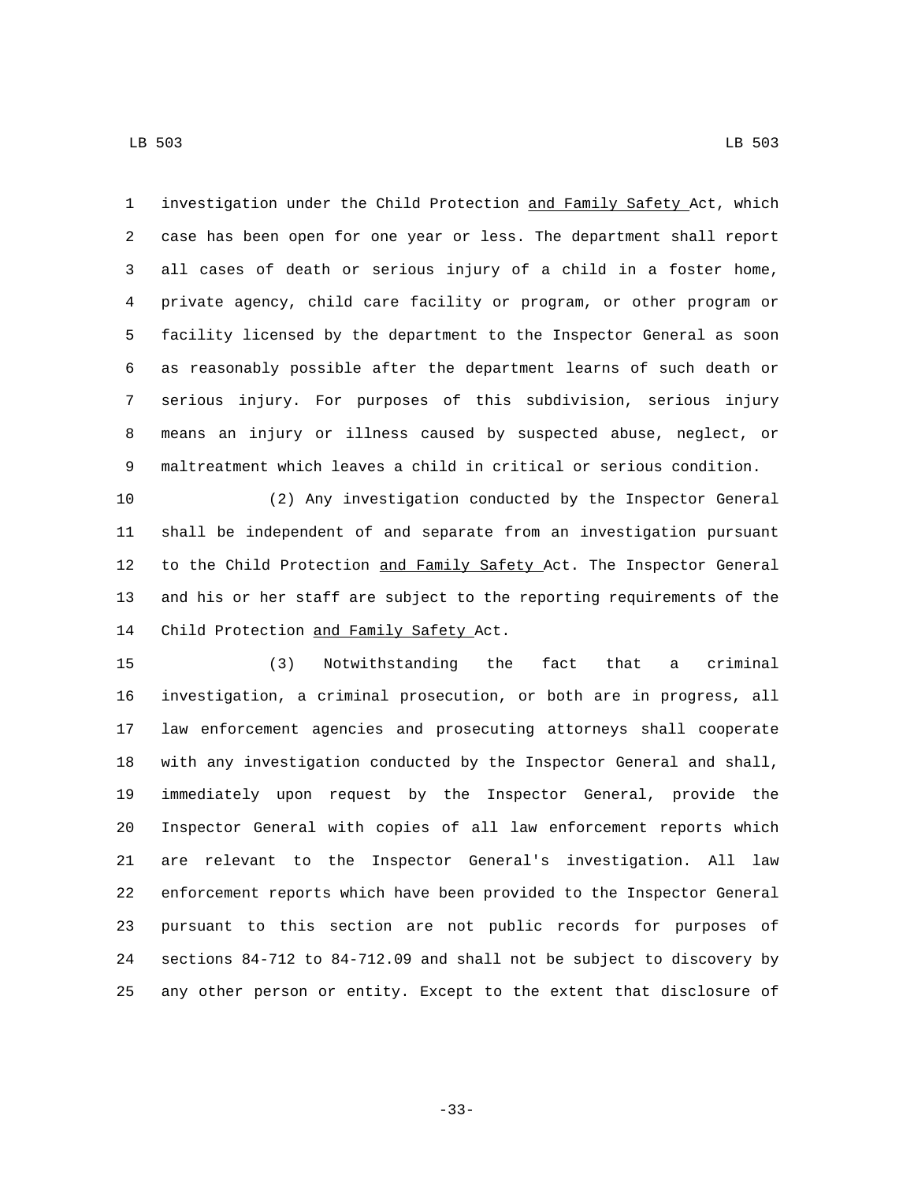investigation under the Child Protection and Family Safety Act, which case has been open for one year or less. The department shall report all cases of death or serious injury of a child in a foster home, private agency, child care facility or program, or other program or facility licensed by the department to the Inspector General as soon as reasonably possible after the department learns of such death or serious injury. For purposes of this subdivision, serious injury means an injury or illness caused by suspected abuse, neglect, or maltreatment which leaves a child in critical or serious condition.

(2) Any investigation conducted by the Inspector General shall be independent of and separate from an investigation pursuant to the Child Protection and Family Safety Act. The Inspector General and his or her staff are subject to the reporting requirements of the Child Protection and Family Safety Act.

(3) Notwithstanding the fact that a criminal investigation, a criminal prosecution, or both are in progress, all law enforcement agencies and prosecuting attorneys shall cooperate with any investigation conducted by the Inspector General and shall, immediately upon request by the Inspector General, provide the Inspector General with copies of all law enforcement reports which are relevant to the Inspector General's investigation. All law enforcement reports which have been provided to the Inspector General pursuant to this section are not public records for purposes of sections 84-712 to 84-712.09 and shall not be subject to discovery by any other person or entity. Except to the extent that disclosure of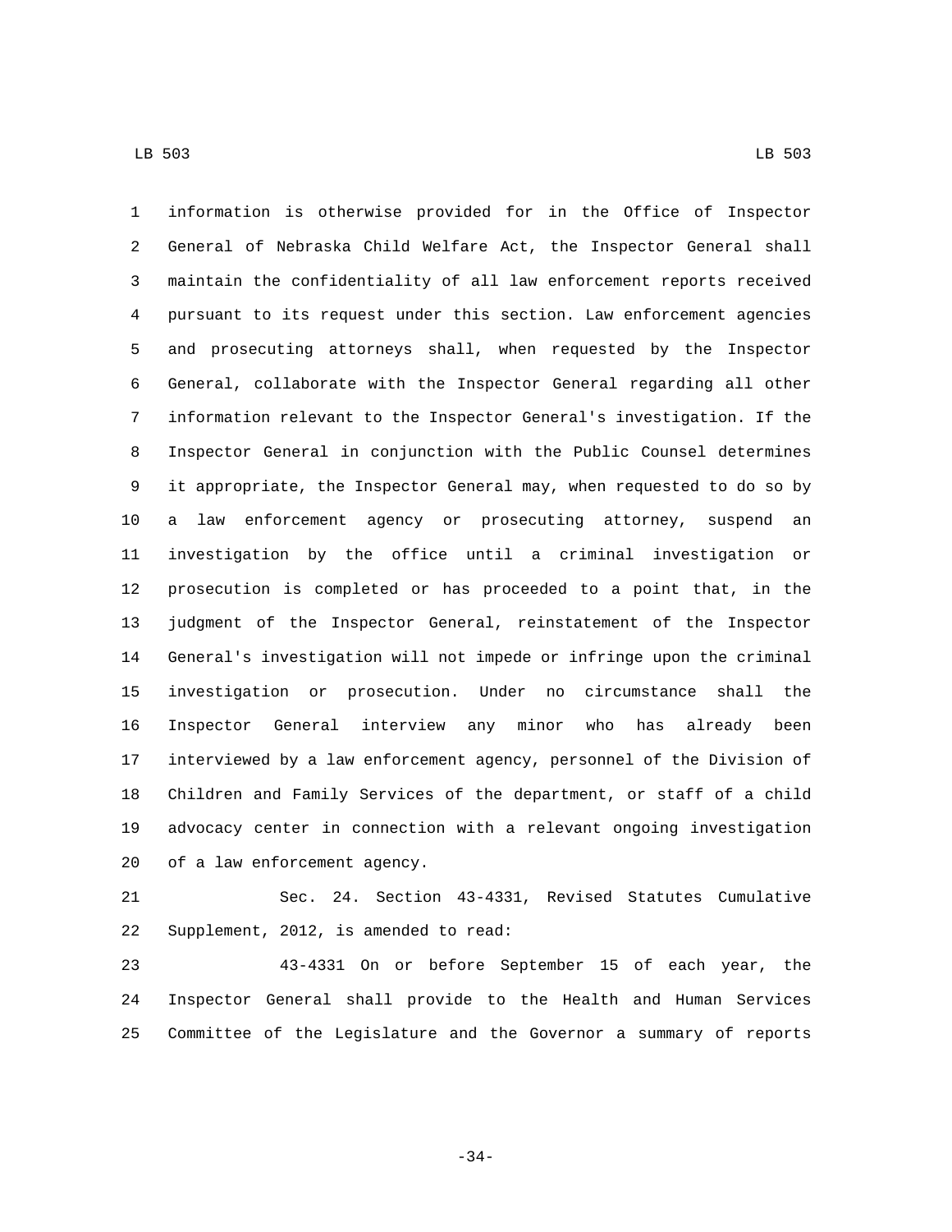information is otherwise provided for in the Office of Inspector General of Nebraska Child Welfare Act, the Inspector General shall maintain the confidentiality of all law enforcement reports received pursuant to its request under this section. Law enforcement agencies and prosecuting attorneys shall, when requested by the Inspector General, collaborate with the Inspector General regarding all other information relevant to the Inspector General's investigation. If the Inspector General in conjunction with the Public Counsel determines it appropriate, the Inspector General may, when requested to do so by a law enforcement agency or prosecuting attorney, suspend an investigation by the office until a criminal investigation or prosecution is completed or has proceeded to a point that, in the judgment of the Inspector General, reinstatement of the Inspector General's investigation will not impede or infringe upon the criminal investigation or prosecution. Under no circumstance shall the Inspector General interview any minor who has already been interviewed by a law enforcement agency, personnel of the Division of Children and Family Services of the department, or staff of a child advocacy center in connection with a relevant ongoing investigation of a law enforcement agency.

Sec. 24. Section 43-4331, Revised Statutes Cumulative Supplement, 2012, is amended to read:

43-4331 On or before September 15 of each year, the Inspector General shall provide to the Health and Human Services Committee of the Legislature and the Governor a summary of reports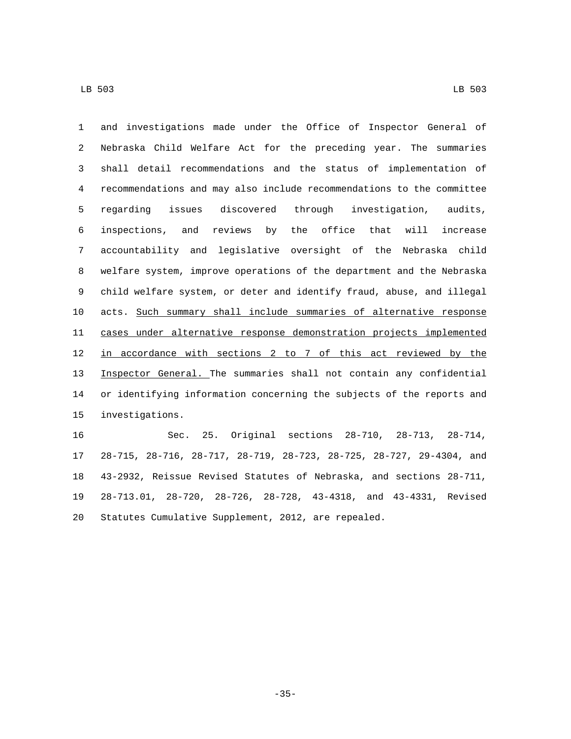and investigations made under the Office of Inspector General of Nebraska Child Welfare Act for the preceding year. The summaries shall detail recommendations and the status of implementation of recommendations and may also include recommendations to the committee regarding issues discovered through investigation, audits, inspections, and reviews by the office that will increase accountability and legislative oversight of the Nebraska child welfare system, improve operations of the department and the Nebraska child welfare system, or deter and identify fraud, abuse, and illegal acts. <u>Such summary shall include summaries of alternative response cases under alternative response demonstration projects implemented in accordance with sections 2 to 7 of this act reviewed by the Inspector General.</u> The summaries shall not contain any confidential or identifying information concerning the subjects of the reports and investigations.

Sec. 25. Original sections 28-710, 28-713, 28-714, 28-715, 28-716, 28-717, 28-719, 28-723, 28-725, 28-727, 29-4304, and 43-2932, Reissue Revised Statutes of Nebraska, and sections 28-711, 28-713.01, 28-720, 28-726, 28-728, 43-4318, and 43-4331, Revised Statutes Cumulative Supplement, 2012, are repealed.